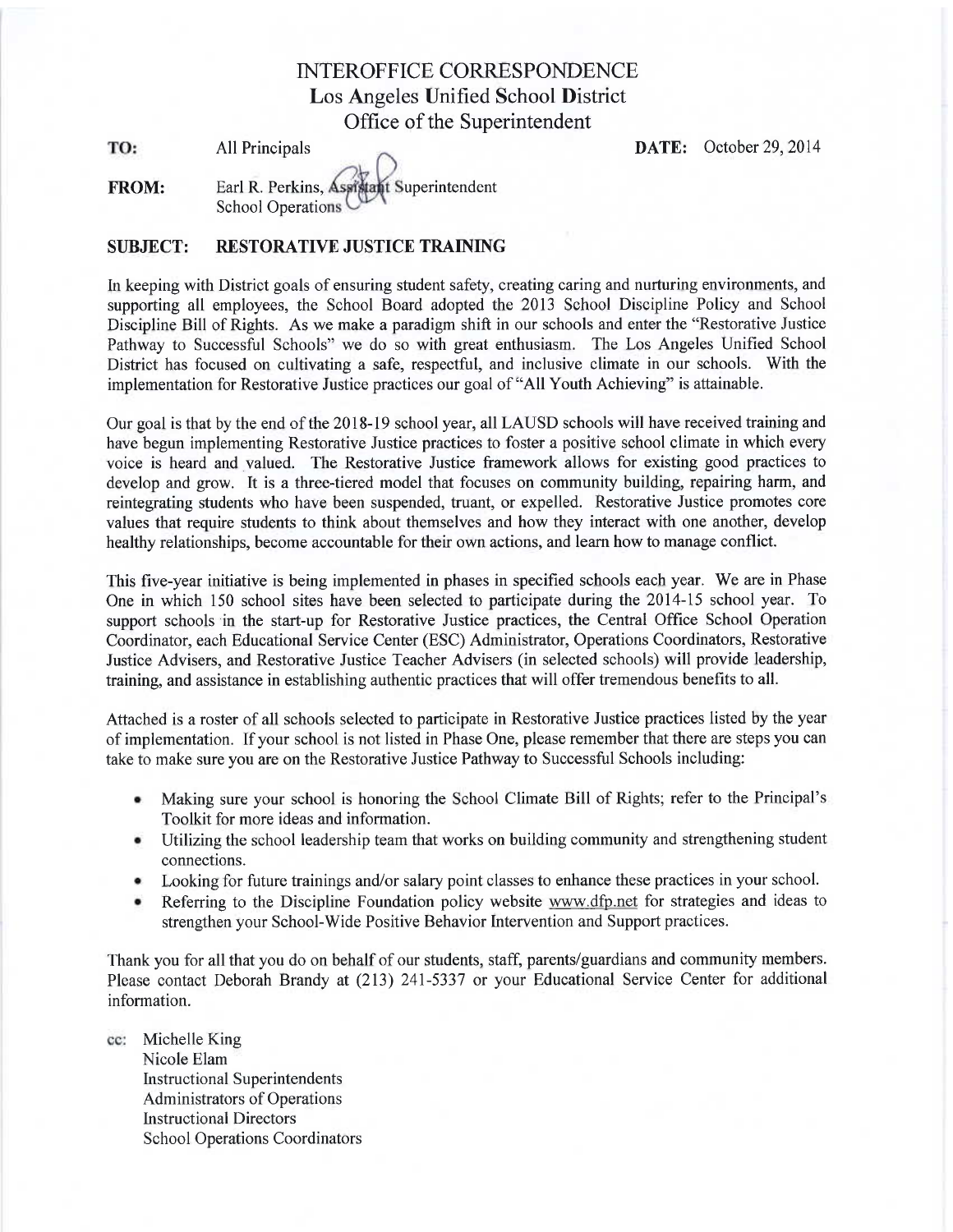# INTEROFFICE CORRESPONDENCE
## Los Angeles Unified School District
### Office of the Superintendent

**TO:** All Principals

**DATE:** October 29, 2014

**FROM:** Earl R. Perkins, Assistant Superintendent
School Operations

**SUBJECT: RESTORATIVE JUSTICE TRAINING**

In keeping with District goals of ensuring student safety, creating caring and nurturing environments, and supporting all employees, the School Board adopted the 2013 School Discipline Policy and School Discipline Bill of Rights. As we make a paradigm shift in our schools and enter the "Restorative Justice Pathway to Successful Schools" we do so with great enthusiasm. The Los Angeles Unified School District has focused on cultivating a safe, respectful, and inclusive climate in our schools. With the implementation for Restorative Justice practices our goal of "All Youth Achieving" is attainable.

Our goal is that by the end of the 2018-19 school year, all LAUSD schools will have received training and have begun implementing Restorative Justice practices to foster a positive school climate in which every voice is heard and valued. The Restorative Justice framework allows for existing good practices to develop and grow. It is a three-tiered model that focuses on community building, repairing harm, and reintegrating students who have been suspended, truant, or expelled. Restorative Justice promotes core values that require students to think about themselves and how they interact with one another, develop healthy relationships, become accountable for their own actions, and learn how to manage conflict.

This five-year initiative is being implemented in phases in specified schools each year. We are in Phase One in which 150 school sites have been selected to participate during the 2014-15 school year. To support schools in the start-up for Restorative Justice practices, the Central Office School Operation Coordinator, each Educational Service Center (ESC) Administrator, Operations Coordinators, Restorative Justice Advisers, and Restorative Justice Teacher Advisers (in selected schools) will provide leadership, training, and assistance in establishing authentic practices that will offer tremendous benefits to all.

Attached is a roster of all schools selected to participate in Restorative Justice practices listed by the year of implementation. If your school is not listed in Phase One, please remember that there are steps you can take to make sure you are on the Restorative Justice Pathway to Successful Schools including:

- Making sure your school is honoring the School Climate Bill of Rights; refer to the Principal's Toolkit for more ideas and information.
- Utilizing the school leadership team that works on building community and strengthening student connections.
- Looking for future trainings and/or salary point classes to enhance these practices in your school.
- Referring to the Discipline Foundation policy website www.dfp.net for strategies and ideas to strengthen your School-Wide Positive Behavior Intervention and Support practices.

Thank you for all that you do on behalf of our students, staff, parents/guardians and community members. Please contact Deborah Brandy at (213) 241-5337 or your Educational Service Center for additional information.

cc: Michelle King
Nicole Elam
Instructional Superintendents
Administrators of Operations
Instructional Directors
School Operations Coordinators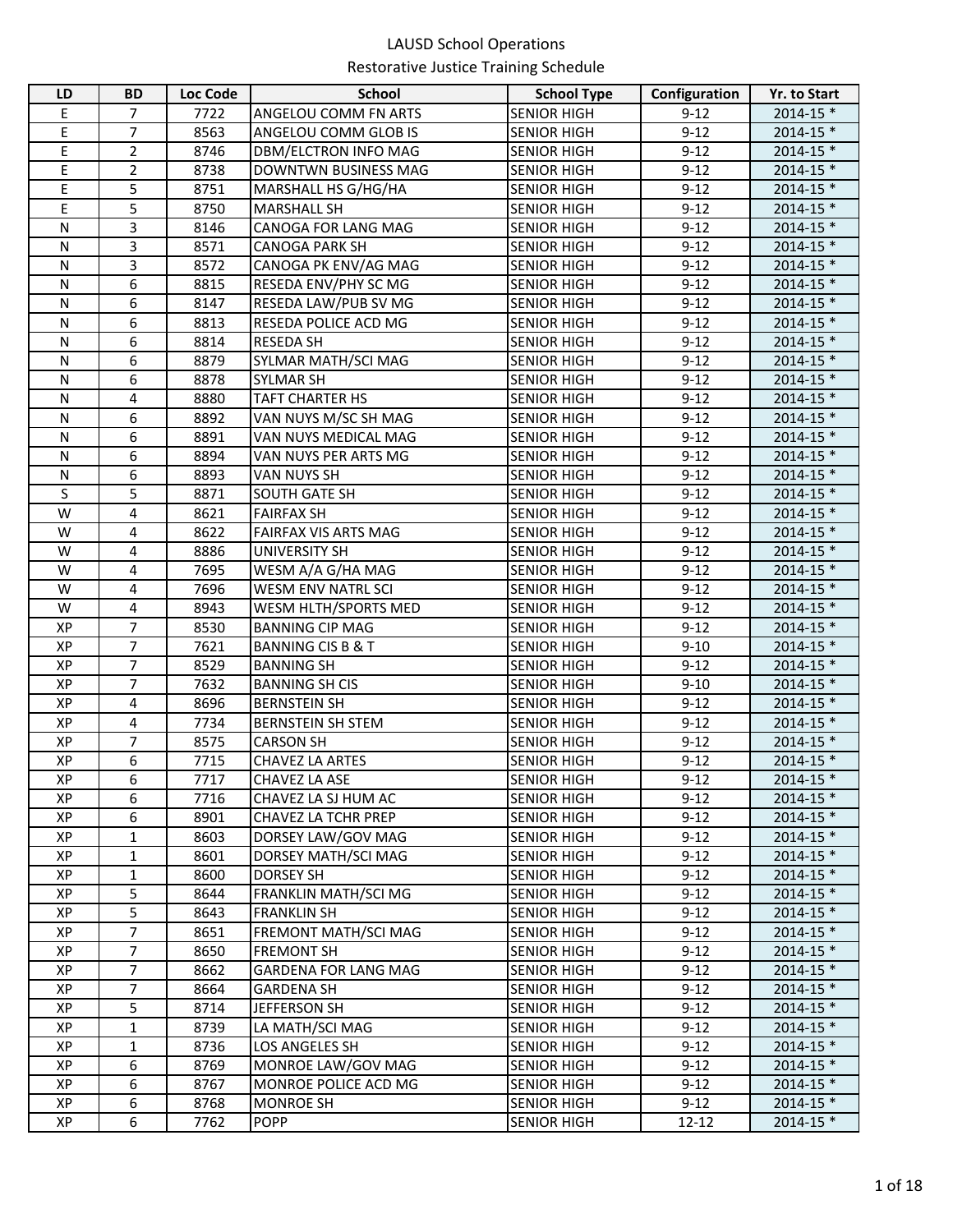LAUSD School Operations

Restorative Justice Training Schedule

| LD | BD | Loc Code | School | School Type | Configuration | Yr. to Start |
|---|---|---|---|---|---|---|
| E | 7 | 7722 | ANGELOU COMM FN ARTS | SENIOR HIGH | 9-12 | 2014-15 * |
| E | 7 | 8563 | ANGELOU COMM GLOB IS | SENIOR HIGH | 9-12 | 2014-15 * |
| E | 2 | 8746 | DBM/ELCTRON INFO MAG | SENIOR HIGH | 9-12 | 2014-15 * |
| E | 2 | 8738 | DOWNTWN BUSINESS MAG | SENIOR HIGH | 9-12 | 2014-15 * |
| E | 5 | 8751 | MARSHALL HS G/HG/HA | SENIOR HIGH | 9-12 | 2014-15 * |
| E | 5 | 8750 | MARSHALL SH | SENIOR HIGH | 9-12 | 2014-15 * |
| N | 3 | 8146 | CANOGA FOR LANG MAG | SENIOR HIGH | 9-12 | 2014-15 * |
| N | 3 | 8571 | CANOGA PARK SH | SENIOR HIGH | 9-12 | 2014-15 * |
| N | 3 | 8572 | CANOGA PK ENV/AG MAG | SENIOR HIGH | 9-12 | 2014-15 * |
| N | 6 | 8815 | RESEDA ENV/PHY SC MG | SENIOR HIGH | 9-12 | 2014-15 * |
| N | 6 | 8147 | RESEDA LAW/PUB SV MG | SENIOR HIGH | 9-12 | 2014-15 * |
| N | 6 | 8813 | RESEDA POLICE ACD MG | SENIOR HIGH | 9-12 | 2014-15 * |
| N | 6 | 8814 | RESEDA SH | SENIOR HIGH | 9-12 | 2014-15 * |
| N | 6 | 8879 | SYLMAR MATH/SCI MAG | SENIOR HIGH | 9-12 | 2014-15 * |
| N | 6 | 8878 | SYLMAR SH | SENIOR HIGH | 9-12 | 2014-15 * |
| N | 4 | 8880 | TAFT CHARTER HS | SENIOR HIGH | 9-12 | 2014-15 * |
| N | 6 | 8892 | VAN NUYS M/SC SH MAG | SENIOR HIGH | 9-12 | 2014-15 * |
| N | 6 | 8891 | VAN NUYS MEDICAL MAG | SENIOR HIGH | 9-12 | 2014-15 * |
| N | 6 | 8894 | VAN NUYS PER ARTS MG | SENIOR HIGH | 9-12 | 2014-15 * |
| N | 6 | 8893 | VAN NUYS SH | SENIOR HIGH | 9-12 | 2014-15 * |
| S | 5 | 8871 | SOUTH GATE SH | SENIOR HIGH | 9-12 | 2014-15 * |
| W | 4 | 8621 | FAIRFAX SH | SENIOR HIGH | 9-12 | 2014-15 * |
| W | 4 | 8622 | FAIRFAX VIS ARTS MAG | SENIOR HIGH | 9-12 | 2014-15 * |
| W | 4 | 8886 | UNIVERSITY SH | SENIOR HIGH | 9-12 | 2014-15 * |
| W | 4 | 7695 | WESM A/A G/HA MAG | SENIOR HIGH | 9-12 | 2014-15 * |
| W | 4 | 7696 | WESM ENV NATRL SCI | SENIOR HIGH | 9-12 | 2014-15 * |
| W | 4 | 8943 | WESM HLTH/SPORTS MED | SENIOR HIGH | 9-12 | 2014-15 * |
| XP | 7 | 8530 | BANNING CIP MAG | SENIOR HIGH | 9-12 | 2014-15 * |
| XP | 7 | 7621 | BANNING CIS B & T | SENIOR HIGH | 9-10 | 2014-15 * |
| XP | 7 | 8529 | BANNING SH | SENIOR HIGH | 9-12 | 2014-15 * |
| XP | 7 | 7632 | BANNING SH CIS | SENIOR HIGH | 9-10 | 2014-15 * |
| XP | 4 | 8696 | BERNSTEIN SH | SENIOR HIGH | 9-12 | 2014-15 * |
| XP | 4 | 7734 | BERNSTEIN SH STEM | SENIOR HIGH | 9-12 | 2014-15 * |
| XP | 7 | 8575 | CARSON SH | SENIOR HIGH | 9-12 | 2014-15 * |
| XP | 6 | 7715 | CHAVEZ LA ARTES | SENIOR HIGH | 9-12 | 2014-15 * |
| XP | 6 | 7717 | CHAVEZ LA ASE | SENIOR HIGH | 9-12 | 2014-15 * |
| XP | 6 | 7716 | CHAVEZ LA SJ HUM AC | SENIOR HIGH | 9-12 | 2014-15 * |
| XP | 6 | 8901 | CHAVEZ LA TCHR PREP | SENIOR HIGH | 9-12 | 2014-15 * |
| XP | 1 | 8603 | DORSEY LAW/GOV MAG | SENIOR HIGH | 9-12 | 2014-15 * |
| XP | 1 | 8601 | DORSEY MATH/SCI MAG | SENIOR HIGH | 9-12 | 2014-15 * |
| XP | 1 | 8600 | DORSEY SH | SENIOR HIGH | 9-12 | 2014-15 * |
| XP | 5 | 8644 | FRANKLIN MATH/SCI MG | SENIOR HIGH | 9-12 | 2014-15 * |
| XP | 5 | 8643 | FRANKLIN SH | SENIOR HIGH | 9-12 | 2014-15 * |
| XP | 7 | 8651 | FREMONT MATH/SCI MAG | SENIOR HIGH | 9-12 | 2014-15 * |
| XP | 7 | 8650 | FREMONT SH | SENIOR HIGH | 9-12 | 2014-15 * |
| XP | 7 | 8662 | GARDENA FOR LANG MAG | SENIOR HIGH | 9-12 | 2014-15 * |
| XP | 7 | 8664 | GARDENA SH | SENIOR HIGH | 9-12 | 2014-15 * |
| XP | 5 | 8714 | JEFFERSON SH | SENIOR HIGH | 9-12 | 2014-15 * |
| XP | 1 | 8739 | LA MATH/SCI MAG | SENIOR HIGH | 9-12 | 2014-15 * |
| XP | 1 | 8736 | LOS ANGELES SH | SENIOR HIGH | 9-12 | 2014-15 * |
| XP | 6 | 8769 | MONROE LAW/GOV MAG | SENIOR HIGH | 9-12 | 2014-15 * |
| XP | 6 | 8767 | MONROE POLICE ACD MG | SENIOR HIGH | 9-12 | 2014-15 * |
| XP | 6 | 8768 | MONROE SH | SENIOR HIGH | 9-12 | 2014-15 * |
| XP | 6 | 7762 | POPP | SENIOR HIGH | 12-12 | 2014-15 * |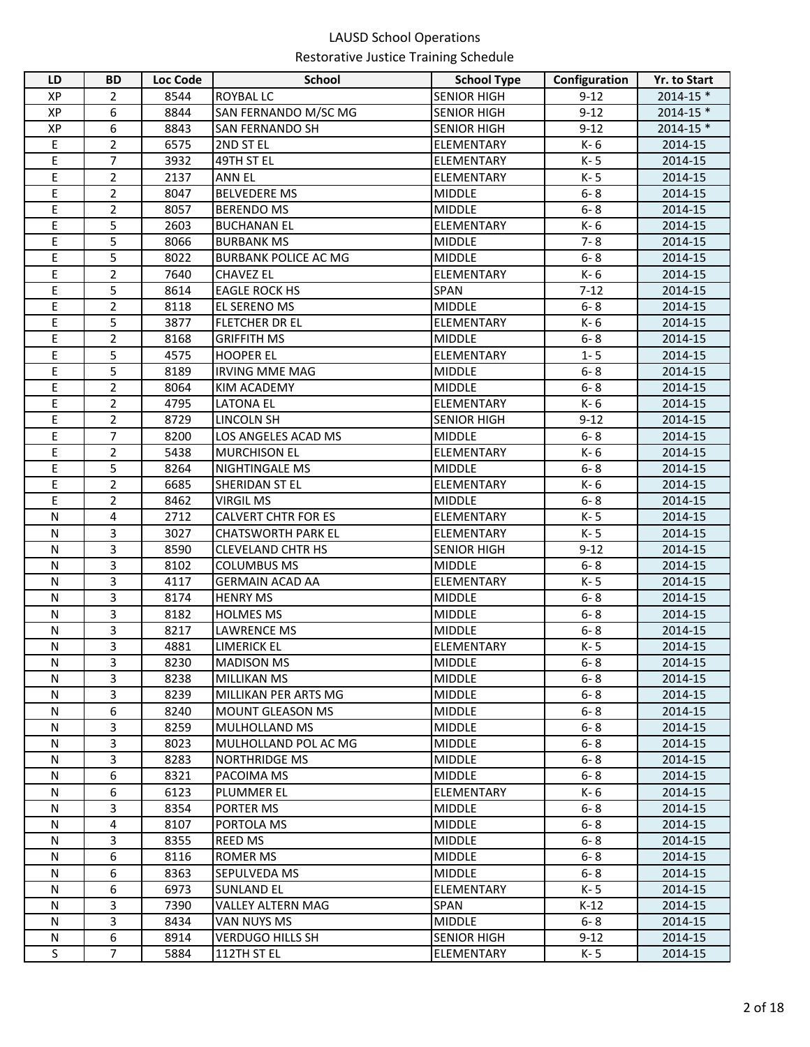LAUSD School Operations

Restorative Justice Training Schedule

| LD | BD | Loc Code | School | School Type | Configuration | Yr. to Start |
|---|---|---|---|---|---|---|
| XP | 2 | 8544 | ROYBAL LC | SENIOR HIGH | 9-12 | 2014-15 * |
| XP | 6 | 8844 | SAN FERNANDO M/SC MG | SENIOR HIGH | 9-12 | 2014-15 * |
| XP | 6 | 8843 | SAN FERNANDO SH | SENIOR HIGH | 9-12 | 2014-15 * |
| E | 2 | 6575 | 2ND ST EL | ELEMENTARY | K- 6 | 2014-15 |
| E | 7 | 3932 | 49TH ST EL | ELEMENTARY | K- 5 | 2014-15 |
| E | 2 | 2137 | ANN EL | ELEMENTARY | K- 5 | 2014-15 |
| E | 2 | 8047 | BELVEDERE MS | MIDDLE | 6- 8 | 2014-15 |
| E | 2 | 8057 | BERENDO MS | MIDDLE | 6- 8 | 2014-15 |
| E | 5 | 2603 | BUCHANAN EL | ELEMENTARY | K- 6 | 2014-15 |
| E | 5 | 8066 | BURBANK MS | MIDDLE | 7- 8 | 2014-15 |
| E | 5 | 8022 | BURBANK POLICE AC MG | MIDDLE | 6- 8 | 2014-15 |
| E | 2 | 7640 | CHAVEZ EL | ELEMENTARY | K- 6 | 2014-15 |
| E | 5 | 8614 | EAGLE ROCK HS | SPAN | 7-12 | 2014-15 |
| E | 2 | 8118 | EL SERENO MS | MIDDLE | 6- 8 | 2014-15 |
| E | 5 | 3877 | FLETCHER DR EL | ELEMENTARY | K- 6 | 2014-15 |
| E | 2 | 8168 | GRIFFITH MS | MIDDLE | 6- 8 | 2014-15 |
| E | 5 | 4575 | HOOPER EL | ELEMENTARY | 1- 5 | 2014-15 |
| E | 5 | 8189 | IRVING MME MAG | MIDDLE | 6- 8 | 2014-15 |
| E | 2 | 8064 | KIM ACADEMY | MIDDLE | 6- 8 | 2014-15 |
| E | 2 | 4795 | LATONA EL | ELEMENTARY | K- 6 | 2014-15 |
| E | 2 | 8729 | LINCOLN SH | SENIOR HIGH | 9-12 | 2014-15 |
| E | 7 | 8200 | LOS ANGELES ACAD MS | MIDDLE | 6- 8 | 2014-15 |
| E | 2 | 5438 | MURCHISON EL | ELEMENTARY | K- 6 | 2014-15 |
| E | 5 | 8264 | NIGHTINGALE MS | MIDDLE | 6- 8 | 2014-15 |
| E | 2 | 6685 | SHERIDAN ST EL | ELEMENTARY | K- 6 | 2014-15 |
| E | 2 | 8462 | VIRGIL MS | MIDDLE | 6- 8 | 2014-15 |
| N | 4 | 2712 | CALVERT CHTR FOR ES | ELEMENTARY | K- 5 | 2014-15 |
| N | 3 | 3027 | CHATSWORTH PARK EL | ELEMENTARY | K- 5 | 2014-15 |
| N | 3 | 8590 | CLEVELAND CHTR HS | SENIOR HIGH | 9-12 | 2014-15 |
| N | 3 | 8102 | COLUMBUS MS | MIDDLE | 6- 8 | 2014-15 |
| N | 3 | 4117 | GERMAIN ACAD AA | ELEMENTARY | K- 5 | 2014-15 |
| N | 3 | 8174 | HENRY MS | MIDDLE | 6- 8 | 2014-15 |
| N | 3 | 8182 | HOLMES MS | MIDDLE | 6- 8 | 2014-15 |
| N | 3 | 8217 | LAWRENCE MS | MIDDLE | 6- 8 | 2014-15 |
| N | 3 | 4881 | LIMERICK EL | ELEMENTARY | K- 5 | 2014-15 |
| N | 3 | 8230 | MADISON MS | MIDDLE | 6- 8 | 2014-15 |
| N | 3 | 8238 | MILLIKAN MS | MIDDLE | 6- 8 | 2014-15 |
| N | 3 | 8239 | MILLIKAN PER ARTS MG | MIDDLE | 6- 8 | 2014-15 |
| N | 6 | 8240 | MOUNT GLEASON MS | MIDDLE | 6- 8 | 2014-15 |
| N | 3 | 8259 | MULHOLLAND MS | MIDDLE | 6- 8 | 2014-15 |
| N | 3 | 8023 | MULHOLLAND POL AC MG | MIDDLE | 6- 8 | 2014-15 |
| N | 3 | 8283 | NORTHRIDGE MS | MIDDLE | 6- 8 | 2014-15 |
| N | 6 | 8321 | PACOIMA MS | MIDDLE | 6- 8 | 2014-15 |
| N | 6 | 6123 | PLUMMER EL | ELEMENTARY | K- 6 | 2014-15 |
| N | 3 | 8354 | PORTER MS | MIDDLE | 6- 8 | 2014-15 |
| N | 4 | 8107 | PORTOLA MS | MIDDLE | 6- 8 | 2014-15 |
| N | 3 | 8355 | REED MS | MIDDLE | 6- 8 | 2014-15 |
| N | 6 | 8116 | ROMER MS | MIDDLE | 6- 8 | 2014-15 |
| N | 6 | 8363 | SEPULVEDA MS | MIDDLE | 6- 8 | 2014-15 |
| N | 6 | 6973 | SUNLAND EL | ELEMENTARY | K- 5 | 2014-15 |
| N | 3 | 7390 | VALLEY ALTERN MAG | SPAN | K-12 | 2014-15 |
| N | 3 | 8434 | VAN NUYS MS | MIDDLE | 6- 8 | 2014-15 |
| N | 6 | 8914 | VERDUGO HILLS SH | SENIOR HIGH | 9-12 | 2014-15 |
| S | 7 | 5884 | 112TH ST EL | ELEMENTARY | K- 5 | 2014-15 |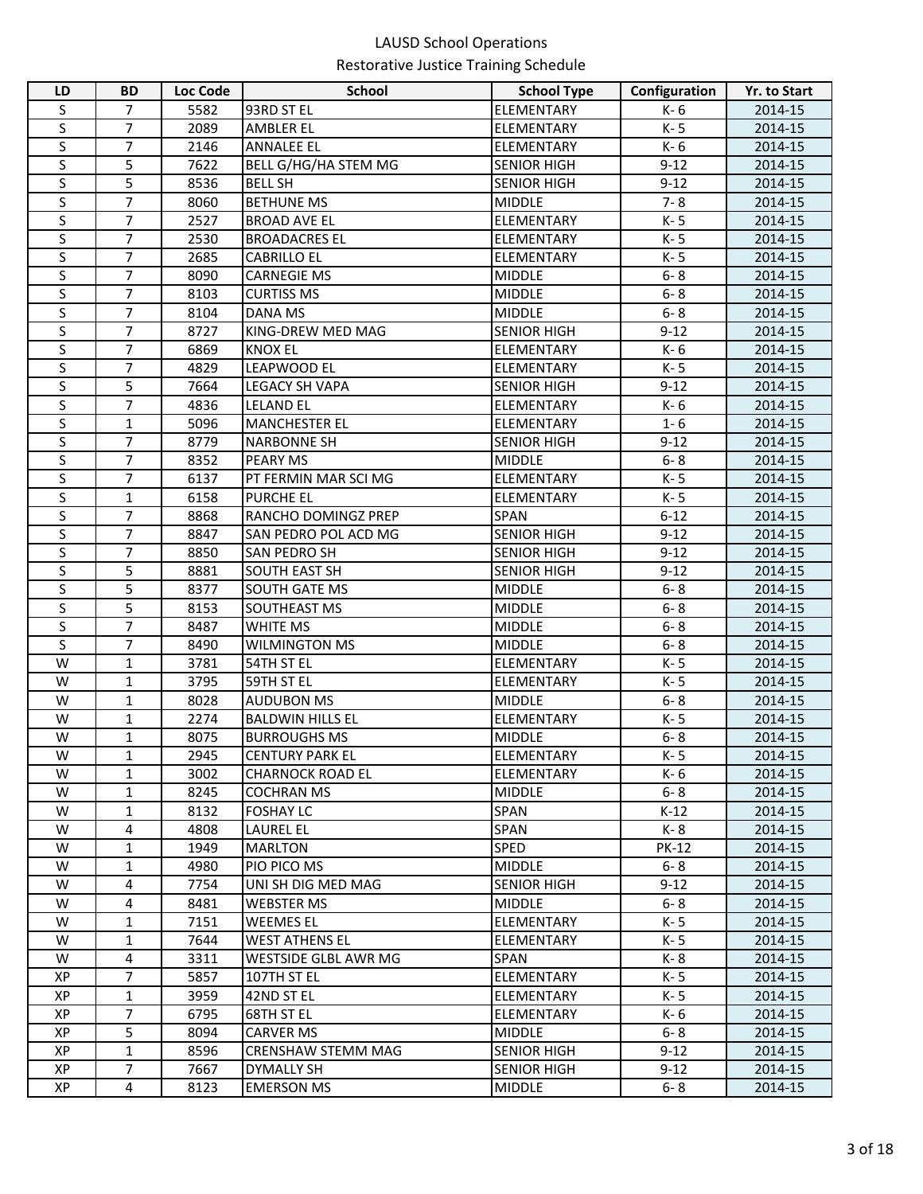LAUSD School Operations
Restorative Justice Training Schedule

| LD | BD | Loc Code | School | School Type | Configuration | Yr. to Start |
|---|---|---|---|---|---|---|
| S | 7 | 5582 | 93RD ST EL | ELEMENTARY | K- 6 | 2014-15 |
| S | 7 | 2089 | AMBLER EL | ELEMENTARY | K- 5 | 2014-15 |
| S | 7 | 2146 | ANNALEE EL | ELEMENTARY | K- 6 | 2014-15 |
| S | 5 | 7622 | BELL G/HG/HA STEM MG | SENIOR HIGH | 9-12 | 2014-15 |
| S | 5 | 8536 | BELL SH | SENIOR HIGH | 9-12 | 2014-15 |
| S | 7 | 8060 | BETHUNE MS | MIDDLE | 7- 8 | 2014-15 |
| S | 7 | 2527 | BROAD AVE EL | ELEMENTARY | K- 5 | 2014-15 |
| S | 7 | 2530 | BROADACRES EL | ELEMENTARY | K- 5 | 2014-15 |
| S | 7 | 2685 | CABRILLO EL | ELEMENTARY | K- 5 | 2014-15 |
| S | 7 | 8090 | CARNEGIE MS | MIDDLE | 6- 8 | 2014-15 |
| S | 7 | 8103 | CURTISS MS | MIDDLE | 6- 8 | 2014-15 |
| S | 7 | 8104 | DANA MS | MIDDLE | 6- 8 | 2014-15 |
| S | 7 | 8727 | KING-DREW MED MAG | SENIOR HIGH | 9-12 | 2014-15 |
| S | 7 | 6869 | KNOX EL | ELEMENTARY | K- 6 | 2014-15 |
| S | 7 | 4829 | LEAPWOOD EL | ELEMENTARY | K- 5 | 2014-15 |
| S | 5 | 7664 | LEGACY SH VAPA | SENIOR HIGH | 9-12 | 2014-15 |
| S | 7 | 4836 | LELAND EL | ELEMENTARY | K- 6 | 2014-15 |
| S | 1 | 5096 | MANCHESTER EL | ELEMENTARY | 1- 6 | 2014-15 |
| S | 7 | 8779 | NARBONNE SH | SENIOR HIGH | 9-12 | 2014-15 |
| S | 7 | 8352 | PEARY MS | MIDDLE | 6- 8 | 2014-15 |
| S | 7 | 6137 | PT FERMIN MAR SCI MG | ELEMENTARY | K- 5 | 2014-15 |
| S | 1 | 6158 | PURCHE EL | ELEMENTARY | K- 5 | 2014-15 |
| S | 7 | 8868 | RANCHO DOMINGZ PREP | SPAN | 6-12 | 2014-15 |
| S | 7 | 8847 | SAN PEDRO POL ACD MG | SENIOR HIGH | 9-12 | 2014-15 |
| S | 7 | 8850 | SAN PEDRO SH | SENIOR HIGH | 9-12 | 2014-15 |
| S | 5 | 8881 | SOUTH EAST SH | SENIOR HIGH | 9-12 | 2014-15 |
| S | 5 | 8377 | SOUTH GATE MS | MIDDLE | 6- 8 | 2014-15 |
| S | 5 | 8153 | SOUTHEAST MS | MIDDLE | 6- 8 | 2014-15 |
| S | 7 | 8487 | WHITE MS | MIDDLE | 6- 8 | 2014-15 |
| S | 7 | 8490 | WILMINGTON MS | MIDDLE | 6- 8 | 2014-15 |
| W | 1 | 3781 | 54TH ST EL | ELEMENTARY | K- 5 | 2014-15 |
| W | 1 | 3795 | 59TH ST EL | ELEMENTARY | K- 5 | 2014-15 |
| W | 1 | 8028 | AUDUBON MS | MIDDLE | 6- 8 | 2014-15 |
| W | 1 | 2274 | BALDWIN HILLS EL | ELEMENTARY | K- 5 | 2014-15 |
| W | 1 | 8075 | BURROUGHS MS | MIDDLE | 6- 8 | 2014-15 |
| W | 1 | 2945 | CENTURY PARK EL | ELEMENTARY | K- 5 | 2014-15 |
| W | 1 | 3002 | CHARNOCK ROAD EL | ELEMENTARY | K- 6 | 2014-15 |
| W | 1 | 8245 | COCHRAN MS | MIDDLE | 6- 8 | 2014-15 |
| W | 1 | 8132 | FOSHAY LC | SPAN | K-12 | 2014-15 |
| W | 4 | 4808 | LAUREL EL | SPAN | K- 8 | 2014-15 |
| W | 1 | 1949 | MARLTON | SPED | PK-12 | 2014-15 |
| W | 1 | 4980 | PIO PICO MS | MIDDLE | 6- 8 | 2014-15 |
| W | 4 | 7754 | UNI SH DIG MED MAG | SENIOR HIGH | 9-12 | 2014-15 |
| W | 4 | 8481 | WEBSTER MS | MIDDLE | 6- 8 | 2014-15 |
| W | 1 | 7151 | WEEMES EL | ELEMENTARY | K- 5 | 2014-15 |
| W | 1 | 7644 | WEST ATHENS EL | ELEMENTARY | K- 5 | 2014-15 |
| W | 4 | 3311 | WESTSIDE GLBL AWR MG | SPAN | K- 8 | 2014-15 |
| XP | 7 | 5857 | 107TH ST EL | ELEMENTARY | K- 5 | 2014-15 |
| XP | 1 | 3959 | 42ND ST EL | ELEMENTARY | K- 5 | 2014-15 |
| XP | 7 | 6795 | 68TH ST EL | ELEMENTARY | K- 6 | 2014-15 |
| XP | 5 | 8094 | CARVER MS | MIDDLE | 6- 8 | 2014-15 |
| XP | 1 | 8596 | CRENSHAW STEMM MAG | SENIOR HIGH | 9-12 | 2014-15 |
| XP | 7 | 7667 | DYMALLY SH | SENIOR HIGH | 9-12 | 2014-15 |
| XP | 4 | 8123 | EMERSON MS | MIDDLE | 6- 8 | 2014-15 |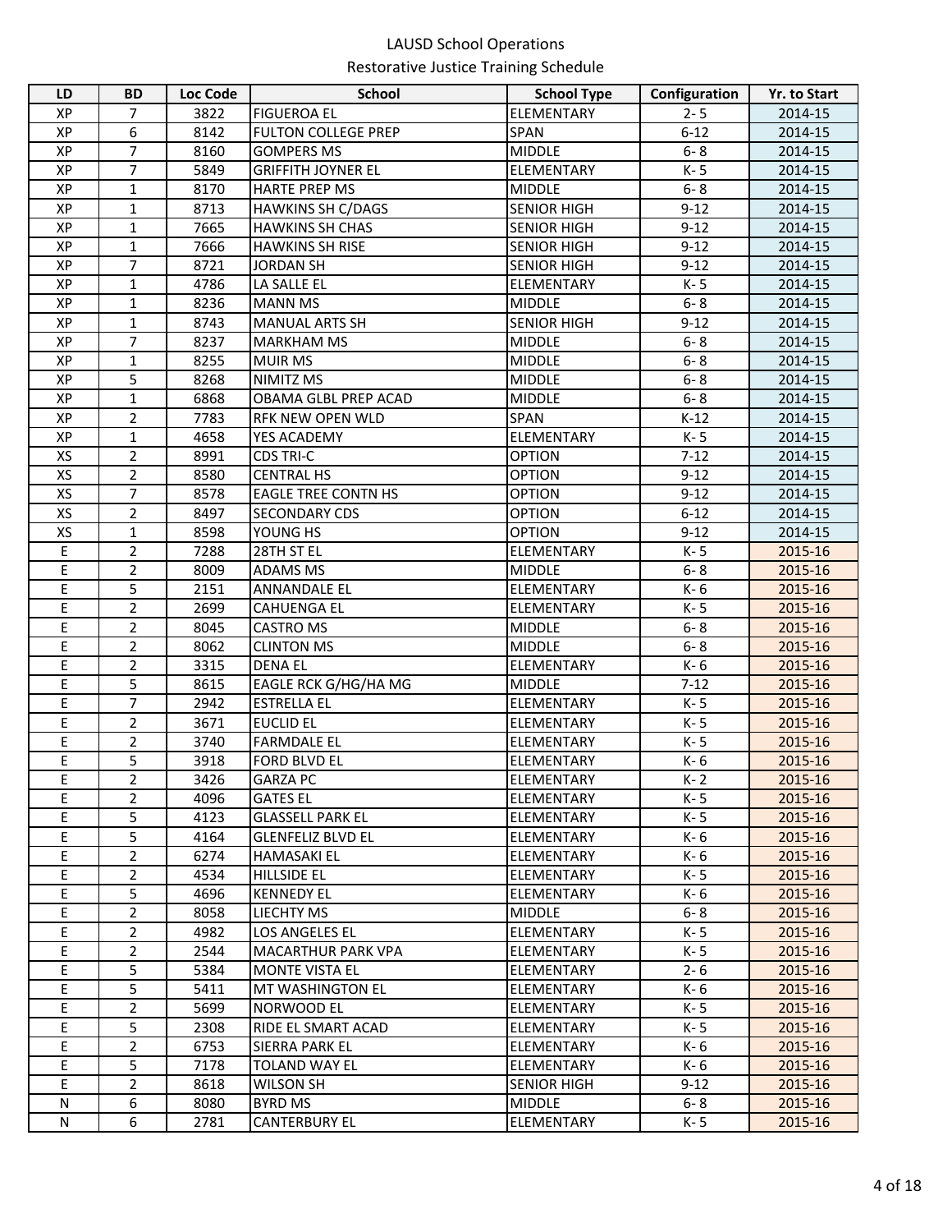LAUSD School Operations

Restorative Justice Training Schedule

| LD | BD | Loc Code | School | School Type | Configuration | Yr. to Start |
|---|---|---|---|---|---|---|
| XP | 7 | 3822 | FIGUEROA EL | ELEMENTARY | 2- 5 | 2014-15 |
| XP | 6 | 8142 | FULTON COLLEGE PREP | SPAN | 6-12 | 2014-15 |
| XP | 7 | 8160 | GOMPERS MS | MIDDLE | 6- 8 | 2014-15 |
| XP | 7 | 5849 | GRIFFITH JOYNER EL | ELEMENTARY | K- 5 | 2014-15 |
| XP | 1 | 8170 | HARTE PREP MS | MIDDLE | 6- 8 | 2014-15 |
| XP | 1 | 8713 | HAWKINS SH C/DAGS | SENIOR HIGH | 9-12 | 2014-15 |
| XP | 1 | 7665 | HAWKINS SH CHAS | SENIOR HIGH | 9-12 | 2014-15 |
| XP | 1 | 7666 | HAWKINS SH RISE | SENIOR HIGH | 9-12 | 2014-15 |
| XP | 7 | 8721 | JORDAN SH | SENIOR HIGH | 9-12 | 2014-15 |
| XP | 1 | 4786 | LA SALLE EL | ELEMENTARY | K- 5 | 2014-15 |
| XP | 1 | 8236 | MANN MS | MIDDLE | 6- 8 | 2014-15 |
| XP | 1 | 8743 | MANUAL ARTS SH | SENIOR HIGH | 9-12 | 2014-15 |
| XP | 7 | 8237 | MARKHAM MS | MIDDLE | 6- 8 | 2014-15 |
| XP | 1 | 8255 | MUIR MS | MIDDLE | 6- 8 | 2014-15 |
| XP | 5 | 8268 | NIMITZ MS | MIDDLE | 6- 8 | 2014-15 |
| XP | 1 | 6868 | OBAMA GLBL PREP ACAD | MIDDLE | 6- 8 | 2014-15 |
| XP | 2 | 7783 | RFK NEW OPEN WLD | SPAN | K-12 | 2014-15 |
| XP | 1 | 4658 | YES ACADEMY | ELEMENTARY | K- 5 | 2014-15 |
| XS | 2 | 8991 | CDS TRI-C | OPTION | 7-12 | 2014-15 |
| XS | 2 | 8580 | CENTRAL HS | OPTION | 9-12 | 2014-15 |
| XS | 7 | 8578 | EAGLE TREE CONTN HS | OPTION | 9-12 | 2014-15 |
| XS | 2 | 8497 | SECONDARY CDS | OPTION | 6-12 | 2014-15 |
| XS | 1 | 8598 | YOUNG HS | OPTION | 9-12 | 2014-15 |
| E | 2 | 7288 | 28TH ST EL | ELEMENTARY | K- 5 | 2015-16 |
| E | 2 | 8009 | ADAMS MS | MIDDLE | 6- 8 | 2015-16 |
| E | 5 | 2151 | ANNANDALE EL | ELEMENTARY | K- 6 | 2015-16 |
| E | 2 | 2699 | CAHUENGA EL | ELEMENTARY | K- 5 | 2015-16 |
| E | 2 | 8045 | CASTRO MS | MIDDLE | 6- 8 | 2015-16 |
| E | 2 | 8062 | CLINTON MS | MIDDLE | 6- 8 | 2015-16 |
| E | 2 | 3315 | DENA EL | ELEMENTARY | K- 6 | 2015-16 |
| E | 5 | 8615 | EAGLE RCK G/HG/HA MG | MIDDLE | 7-12 | 2015-16 |
| E | 7 | 2942 | ESTRELLA EL | ELEMENTARY | K- 5 | 2015-16 |
| E | 2 | 3671 | EUCLID EL | ELEMENTARY | K- 5 | 2015-16 |
| E | 2 | 3740 | FARMDALE EL | ELEMENTARY | K- 5 | 2015-16 |
| E | 5 | 3918 | FORD BLVD EL | ELEMENTARY | K- 6 | 2015-16 |
| E | 2 | 3426 | GARZA PC | ELEMENTARY | K- 2 | 2015-16 |
| E | 2 | 4096 | GATES EL | ELEMENTARY | K- 5 | 2015-16 |
| E | 5 | 4123 | GLASSELL PARK EL | ELEMENTARY | K- 5 | 2015-16 |
| E | 5 | 4164 | GLENFELIZ BLVD EL | ELEMENTARY | K- 6 | 2015-16 |
| E | 2 | 6274 | HAMASAKI EL | ELEMENTARY | K- 6 | 2015-16 |
| E | 2 | 4534 | HILLSIDE EL | ELEMENTARY | K- 5 | 2015-16 |
| E | 5 | 4696 | KENNEDY EL | ELEMENTARY | K- 6 | 2015-16 |
| E | 2 | 8058 | LIECHTY MS | MIDDLE | 6- 8 | 2015-16 |
| E | 2 | 4982 | LOS ANGELES EL | ELEMENTARY | K- 5 | 2015-16 |
| E | 2 | 2544 | MACARTHUR PARK VPA | ELEMENTARY | K- 5 | 2015-16 |
| E | 5 | 5384 | MONTE VISTA EL | ELEMENTARY | 2- 6 | 2015-16 |
| E | 5 | 5411 | MT WASHINGTON EL | ELEMENTARY | K- 6 | 2015-16 |
| E | 2 | 5699 | NORWOOD EL | ELEMENTARY | K- 5 | 2015-16 |
| E | 5 | 2308 | RIDE EL SMART ACAD | ELEMENTARY | K- 5 | 2015-16 |
| E | 2 | 6753 | SIERRA PARK EL | ELEMENTARY | K- 6 | 2015-16 |
| E | 5 | 7178 | TOLAND WAY EL | ELEMENTARY | K- 6 | 2015-16 |
| E | 2 | 8618 | WILSON SH | SENIOR HIGH | 9-12 | 2015-16 |
| N | 6 | 8080 | BYRD MS | MIDDLE | 6- 8 | 2015-16 |
| N | 6 | 2781 | CANTERBURY EL | ELEMENTARY | K- 5 | 2015-16 |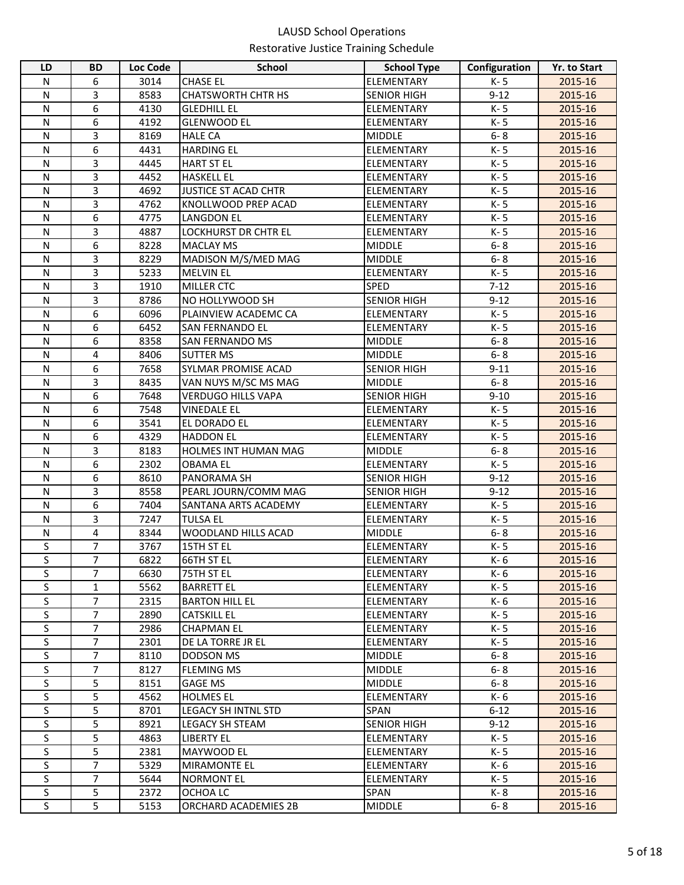LAUSD School Operations

Restorative Justice Training Schedule

| LD | BD | Loc Code | School | School Type | Configuration | Yr. to Start |
|---|---|---|---|---|---|---|
| N | 6 | 3014 | CHASE EL | ELEMENTARY | K- 5 | 2015-16 |
| N | 3 | 8583 | CHATSWORTH CHTR HS | SENIOR HIGH | 9-12 | 2015-16 |
| N | 6 | 4130 | GLEDHILL EL | ELEMENTARY | K- 5 | 2015-16 |
| N | 6 | 4192 | GLENWOOD EL | ELEMENTARY | K- 5 | 2015-16 |
| N | 3 | 8169 | HALE CA | MIDDLE | 6- 8 | 2015-16 |
| N | 6 | 4431 | HARDING EL | ELEMENTARY | K- 5 | 2015-16 |
| N | 3 | 4445 | HART ST EL | ELEMENTARY | K- 5 | 2015-16 |
| N | 3 | 4452 | HASKELL EL | ELEMENTARY | K- 5 | 2015-16 |
| N | 3 | 4692 | JUSTICE ST ACAD CHTR | ELEMENTARY | K- 5 | 2015-16 |
| N | 3 | 4762 | KNOLLWOOD PREP ACAD | ELEMENTARY | K- 5 | 2015-16 |
| N | 6 | 4775 | LANGDON EL | ELEMENTARY | K- 5 | 2015-16 |
| N | 3 | 4887 | LOCKHURST DR CHTR EL | ELEMENTARY | K- 5 | 2015-16 |
| N | 6 | 8228 | MACLAY MS | MIDDLE | 6- 8 | 2015-16 |
| N | 3 | 8229 | MADISON M/S/MED MAG | MIDDLE | 6- 8 | 2015-16 |
| N | 3 | 5233 | MELVIN EL | ELEMENTARY | K- 5 | 2015-16 |
| N | 3 | 1910 | MILLER CTC | SPED | 7-12 | 2015-16 |
| N | 3 | 8786 | NO HOLLYWOOD SH | SENIOR HIGH | 9-12 | 2015-16 |
| N | 6 | 6096 | PLAINVIEW ACADEMC CA | ELEMENTARY | K- 5 | 2015-16 |
| N | 6 | 6452 | SAN FERNANDO EL | ELEMENTARY | K- 5 | 2015-16 |
| N | 6 | 8358 | SAN FERNANDO MS | MIDDLE | 6- 8 | 2015-16 |
| N | 4 | 8406 | SUTTER MS | MIDDLE | 6- 8 | 2015-16 |
| N | 6 | 7658 | SYLMAR PROMISE ACAD | SENIOR HIGH | 9-11 | 2015-16 |
| N | 3 | 8435 | VAN NUYS M/SC MS MAG | MIDDLE | 6- 8 | 2015-16 |
| N | 6 | 7648 | VERDUGO HILLS VAPA | SENIOR HIGH | 9-10 | 2015-16 |
| N | 6 | 7548 | VINEDALE EL | ELEMENTARY | K- 5 | 2015-16 |
| N | 6 | 3541 | EL DORADO EL | ELEMENTARY | K- 5 | 2015-16 |
| N | 6 | 4329 | HADDON EL | ELEMENTARY | K- 5 | 2015-16 |
| N | 3 | 8183 | HOLMES INT HUMAN MAG | MIDDLE | 6- 8 | 2015-16 |
| N | 6 | 2302 | OBAMA EL | ELEMENTARY | K- 5 | 2015-16 |
| N | 6 | 8610 | PANORAMA SH | SENIOR HIGH | 9-12 | 2015-16 |
| N | 3 | 8558 | PEARL JOURN/COMM MAG | SENIOR HIGH | 9-12 | 2015-16 |
| N | 6 | 7404 | SANTANA ARTS ACADEMY | ELEMENTARY | K- 5 | 2015-16 |
| N | 3 | 7247 | TULSA EL | ELEMENTARY | K- 5 | 2015-16 |
| N | 4 | 8344 | WOODLAND HILLS ACAD | MIDDLE | 6- 8 | 2015-16 |
| S | 7 | 3767 | 15TH ST EL | ELEMENTARY | K- 5 | 2015-16 |
| S | 7 | 6822 | 66TH ST EL | ELEMENTARY | K- 6 | 2015-16 |
| S | 7 | 6630 | 75TH ST EL | ELEMENTARY | K- 6 | 2015-16 |
| S | 1 | 5562 | BARRETT EL | ELEMENTARY | K- 5 | 2015-16 |
| S | 7 | 2315 | BARTON HILL EL | ELEMENTARY | K- 6 | 2015-16 |
| S | 7 | 2890 | CATSKILL EL | ELEMENTARY | K- 5 | 2015-16 |
| S | 7 | 2986 | CHAPMAN EL | ELEMENTARY | K- 5 | 2015-16 |
| S | 7 | 2301 | DE LA TORRE JR EL | ELEMENTARY | K- 5 | 2015-16 |
| S | 7 | 8110 | DODSON MS | MIDDLE | 6- 8 | 2015-16 |
| S | 7 | 8127 | FLEMING MS | MIDDLE | 6- 8 | 2015-16 |
| S | 5 | 8151 | GAGE MS | MIDDLE | 6- 8 | 2015-16 |
| S | 5 | 4562 | HOLMES EL | ELEMENTARY | K- 6 | 2015-16 |
| S | 5 | 8701 | LEGACY SH INTNL STD | SPAN | 6-12 | 2015-16 |
| S | 5 | 8921 | LEGACY SH STEAM | SENIOR HIGH | 9-12 | 2015-16 |
| S | 5 | 4863 | LIBERTY EL | ELEMENTARY | K- 5 | 2015-16 |
| S | 5 | 2381 | MAYWOOD EL | ELEMENTARY | K- 5 | 2015-16 |
| S | 7 | 5329 | MIRAMONTE EL | ELEMENTARY | K- 6 | 2015-16 |
| S | 7 | 5644 | NORMONT EL | ELEMENTARY | K- 5 | 2015-16 |
| S | 5 | 2372 | OCHOA LC | SPAN | K- 8 | 2015-16 |
| S | 5 | 5153 | ORCHARD ACADEMIES 2B | MIDDLE | 6- 8 | 2015-16 |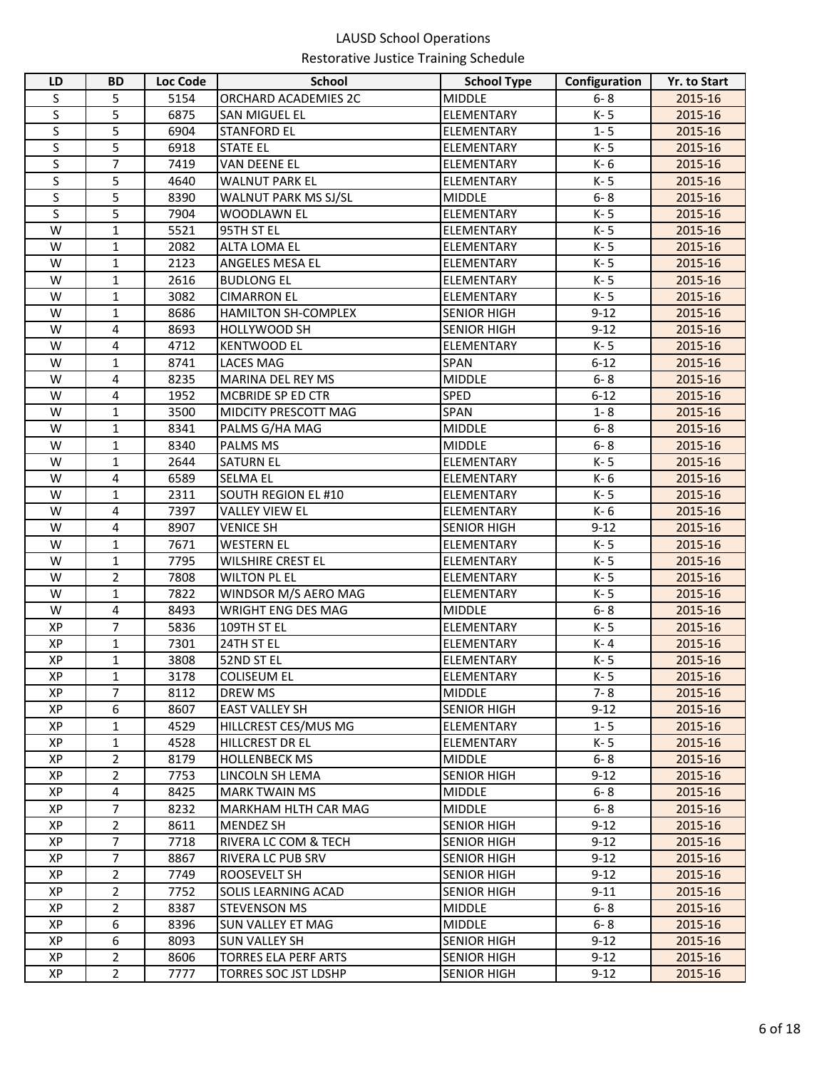LAUSD School Operations

Restorative Justice Training Schedule

| LD | BD | Loc Code | School | School Type | Configuration | Yr. to Start |
|---|---|---|---|---|---|---|
| S | 5 | 5154 | ORCHARD ACADEMIES 2C | MIDDLE | 6- 8 | 2015-16 |
| S | 5 | 6875 | SAN MIGUEL EL | ELEMENTARY | K- 5 | 2015-16 |
| S | 5 | 6904 | STANFORD EL | ELEMENTARY | 1- 5 | 2015-16 |
| S | 5 | 6918 | STATE EL | ELEMENTARY | K- 5 | 2015-16 |
| S | 7 | 7419 | VAN DEENE EL | ELEMENTARY | K- 6 | 2015-16 |
| S | 5 | 4640 | WALNUT PARK EL | ELEMENTARY | K- 5 | 2015-16 |
| S | 5 | 8390 | WALNUT PARK MS SJ/SL | MIDDLE | 6- 8 | 2015-16 |
| S | 5 | 7904 | WOODLAWN EL | ELEMENTARY | K- 5 | 2015-16 |
| W | 1 | 5521 | 95TH ST EL | ELEMENTARY | K- 5 | 2015-16 |
| W | 1 | 2082 | ALTA LOMA EL | ELEMENTARY | K- 5 | 2015-16 |
| W | 1 | 2123 | ANGELES MESA EL | ELEMENTARY | K- 5 | 2015-16 |
| W | 1 | 2616 | BUDLONG EL | ELEMENTARY | K- 5 | 2015-16 |
| W | 1 | 3082 | CIMARRON EL | ELEMENTARY | K- 5 | 2015-16 |
| W | 1 | 8686 | HAMILTON SH-COMPLEX | SENIOR HIGH | 9-12 | 2015-16 |
| W | 4 | 8693 | HOLLYWOOD SH | SENIOR HIGH | 9-12 | 2015-16 |
| W | 4 | 4712 | KENTWOOD EL | ELEMENTARY | K- 5 | 2015-16 |
| W | 1 | 8741 | LACES MAG | SPAN | 6-12 | 2015-16 |
| W | 4 | 8235 | MARINA DEL REY MS | MIDDLE | 6- 8 | 2015-16 |
| W | 4 | 1952 | MCBRIDE SP ED CTR | SPED | 6-12 | 2015-16 |
| W | 1 | 3500 | MIDCITY PRESCOTT MAG | SPAN | 1- 8 | 2015-16 |
| W | 1 | 8341 | PALMS G/HA MAG | MIDDLE | 6- 8 | 2015-16 |
| W | 1 | 8340 | PALMS MS | MIDDLE | 6- 8 | 2015-16 |
| W | 1 | 2644 | SATURN EL | ELEMENTARY | K- 5 | 2015-16 |
| W | 4 | 6589 | SELMA EL | ELEMENTARY | K- 6 | 2015-16 |
| W | 1 | 2311 | SOUTH REGION EL #10 | ELEMENTARY | K- 5 | 2015-16 |
| W | 4 | 7397 | VALLEY VIEW EL | ELEMENTARY | K- 6 | 2015-16 |
| W | 4 | 8907 | VENICE SH | SENIOR HIGH | 9-12 | 2015-16 |
| W | 1 | 7671 | WESTERN EL | ELEMENTARY | K- 5 | 2015-16 |
| W | 1 | 7795 | WILSHIRE CREST EL | ELEMENTARY | K- 5 | 2015-16 |
| W | 2 | 7808 | WILTON PL EL | ELEMENTARY | K- 5 | 2015-16 |
| W | 1 | 7822 | WINDSOR M/S AERO MAG | ELEMENTARY | K- 5 | 2015-16 |
| W | 4 | 8493 | WRIGHT ENG DES MAG | MIDDLE | 6- 8 | 2015-16 |
| XP | 7 | 5836 | 109TH ST EL | ELEMENTARY | K- 5 | 2015-16 |
| XP | 1 | 7301 | 24TH ST EL | ELEMENTARY | K- 4 | 2015-16 |
| XP | 1 | 3808 | 52ND ST EL | ELEMENTARY | K- 5 | 2015-16 |
| XP | 1 | 3178 | COLISEUM EL | ELEMENTARY | K- 5 | 2015-16 |
| XP | 7 | 8112 | DREW MS | MIDDLE | 7- 8 | 2015-16 |
| XP | 6 | 8607 | EAST VALLEY SH | SENIOR HIGH | 9-12 | 2015-16 |
| XP | 1 | 4529 | HILLCREST CES/MUS MG | ELEMENTARY | 1- 5 | 2015-16 |
| XP | 1 | 4528 | HILLCREST DR EL | ELEMENTARY | K- 5 | 2015-16 |
| XP | 2 | 8179 | HOLLENBECK MS | MIDDLE | 6- 8 | 2015-16 |
| XP | 2 | 7753 | LINCOLN SH LEMA | SENIOR HIGH | 9-12 | 2015-16 |
| XP | 4 | 8425 | MARK TWAIN MS | MIDDLE | 6- 8 | 2015-16 |
| XP | 7 | 8232 | MARKHAM HLTH CAR MAG | MIDDLE | 6- 8 | 2015-16 |
| XP | 2 | 8611 | MENDEZ SH | SENIOR HIGH | 9-12 | 2015-16 |
| XP | 7 | 7718 | RIVERA LC COM & TECH | SENIOR HIGH | 9-12 | 2015-16 |
| XP | 7 | 8867 | RIVERA LC PUB SRV | SENIOR HIGH | 9-12 | 2015-16 |
| XP | 2 | 7749 | ROOSEVELT SH | SENIOR HIGH | 9-12 | 2015-16 |
| XP | 2 | 7752 | SOLIS LEARNING ACAD | SENIOR HIGH | 9-11 | 2015-16 |
| XP | 2 | 8387 | STEVENSON MS | MIDDLE | 6- 8 | 2015-16 |
| XP | 6 | 8396 | SUN VALLEY ET MAG | MIDDLE | 6- 8 | 2015-16 |
| XP | 6 | 8093 | SUN VALLEY SH | SENIOR HIGH | 9-12 | 2015-16 |
| XP | 2 | 8606 | TORRES ELA PERF ARTS | SENIOR HIGH | 9-12 | 2015-16 |
| XP | 2 | 7777 | TORRES SOC JST LDSHP | SENIOR HIGH | 9-12 | 2015-16 |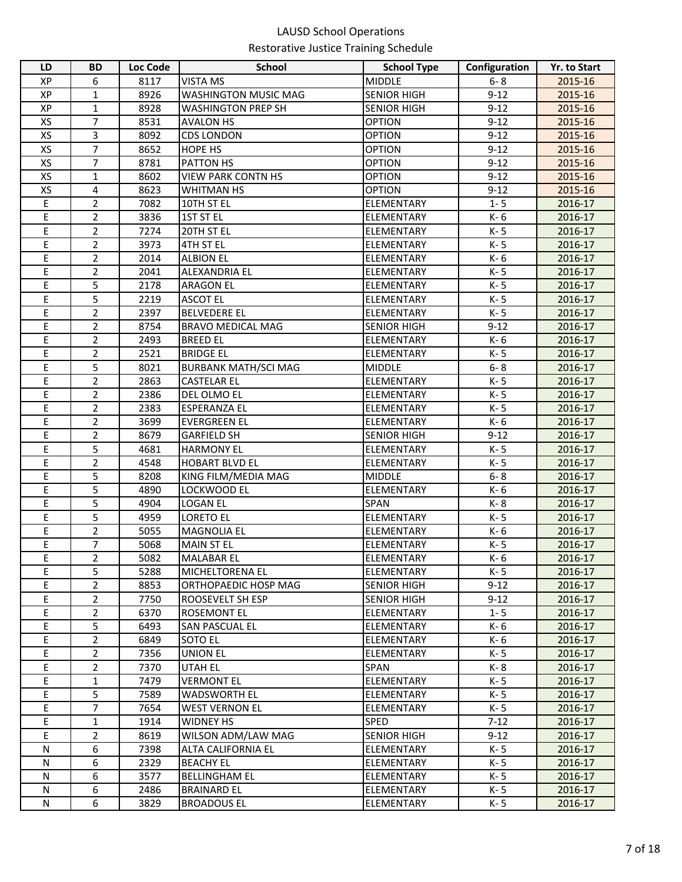LAUSD School Operations

Restorative Justice Training Schedule

| LD | BD | Loc Code | School | School Type | Configuration | Yr. to Start |
|---|---|---|---|---|---|---|
| XP | 6 | 8117 | VISTA MS | MIDDLE | 6- 8 | 2015-16 |
| XP | 1 | 8926 | WASHINGTON MUSIC MAG | SENIOR HIGH | 9-12 | 2015-16 |
| XP | 1 | 8928 | WASHINGTON PREP SH | SENIOR HIGH | 9-12 | 2015-16 |
| XS | 7 | 8531 | AVALON HS | OPTION | 9-12 | 2015-16 |
| XS | 3 | 8092 | CDS LONDON | OPTION | 9-12 | 2015-16 |
| XS | 7 | 8652 | HOPE HS | OPTION | 9-12 | 2015-16 |
| XS | 7 | 8781 | PATTON HS | OPTION | 9-12 | 2015-16 |
| XS | 1 | 8602 | VIEW PARK CONTN HS | OPTION | 9-12 | 2015-16 |
| XS | 4 | 8623 | WHITMAN HS | OPTION | 9-12 | 2015-16 |
| E | 2 | 7082 | 10TH ST EL | ELEMENTARY | 1- 5 | 2016-17 |
| E | 2 | 3836 | 1ST ST EL | ELEMENTARY | K- 6 | 2016-17 |
| E | 2 | 7274 | 20TH ST EL | ELEMENTARY | K- 5 | 2016-17 |
| E | 2 | 3973 | 4TH ST EL | ELEMENTARY | K- 5 | 2016-17 |
| E | 2 | 2014 | ALBION EL | ELEMENTARY | K- 6 | 2016-17 |
| E | 2 | 2041 | ALEXANDRIA EL | ELEMENTARY | K- 5 | 2016-17 |
| E | 5 | 2178 | ARAGON EL | ELEMENTARY | K- 5 | 2016-17 |
| E | 5 | 2219 | ASCOT EL | ELEMENTARY | K- 5 | 2016-17 |
| E | 2 | 2397 | BELVEDERE EL | ELEMENTARY | K- 5 | 2016-17 |
| E | 2 | 8754 | BRAVO MEDICAL MAG | SENIOR HIGH | 9-12 | 2016-17 |
| E | 2 | 2493 | BREED EL | ELEMENTARY | K- 6 | 2016-17 |
| E | 2 | 2521 | BRIDGE EL | ELEMENTARY | K- 5 | 2016-17 |
| E | 5 | 8021 | BURBANK MATH/SCI MAG | MIDDLE | 6- 8 | 2016-17 |
| E | 2 | 2863 | CASTELAR EL | ELEMENTARY | K- 5 | 2016-17 |
| E | 2 | 2386 | DEL OLMO EL | ELEMENTARY | K- 5 | 2016-17 |
| E | 2 | 2383 | ESPERANZA EL | ELEMENTARY | K- 5 | 2016-17 |
| E | 2 | 3699 | EVERGREEN EL | ELEMENTARY | K- 6 | 2016-17 |
| E | 2 | 8679 | GARFIELD SH | SENIOR HIGH | 9-12 | 2016-17 |
| E | 5 | 4681 | HARMONY EL | ELEMENTARY | K- 5 | 2016-17 |
| E | 2 | 4548 | HOBART BLVD EL | ELEMENTARY | K- 5 | 2016-17 |
| E | 5 | 8208 | KING FILM/MEDIA MAG | MIDDLE | 6- 8 | 2016-17 |
| E | 5 | 4890 | LOCKWOOD EL | ELEMENTARY | K- 6 | 2016-17 |
| E | 5 | 4904 | LOGAN EL | SPAN | K- 8 | 2016-17 |
| E | 5 | 4959 | LORETO EL | ELEMENTARY | K- 5 | 2016-17 |
| E | 2 | 5055 | MAGNOLIA EL | ELEMENTARY | K- 6 | 2016-17 |
| E | 7 | 5068 | MAIN ST EL | ELEMENTARY | K- 5 | 2016-17 |
| E | 2 | 5082 | MALABAR EL | ELEMENTARY | K- 6 | 2016-17 |
| E | 5 | 5288 | MICHELTORENA EL | ELEMENTARY | K- 5 | 2016-17 |
| E | 2 | 8853 | ORTHOPAEDIC HOSP MAG | SENIOR HIGH | 9-12 | 2016-17 |
| E | 2 | 7750 | ROOSEVELT SH ESP | SENIOR HIGH | 9-12 | 2016-17 |
| E | 2 | 6370 | ROSEMONT EL | ELEMENTARY | 1- 5 | 2016-17 |
| E | 5 | 6493 | SAN PASCUAL EL | ELEMENTARY | K- 6 | 2016-17 |
| E | 2 | 6849 | SOTO EL | ELEMENTARY | K- 6 | 2016-17 |
| E | 2 | 7356 | UNION EL | ELEMENTARY | K- 5 | 2016-17 |
| E | 2 | 7370 | UTAH EL | SPAN | K- 8 | 2016-17 |
| E | 1 | 7479 | VERMONT EL | ELEMENTARY | K- 5 | 2016-17 |
| E | 5 | 7589 | WADSWORTH EL | ELEMENTARY | K- 5 | 2016-17 |
| E | 7 | 7654 | WEST VERNON EL | ELEMENTARY | K- 5 | 2016-17 |
| E | 1 | 1914 | WIDNEY HS | SPED | 7-12 | 2016-17 |
| E | 2 | 8619 | WILSON ADM/LAW MAG | SENIOR HIGH | 9-12 | 2016-17 |
| N | 6 | 7398 | ALTA CALIFORNIA EL | ELEMENTARY | K- 5 | 2016-17 |
| N | 6 | 2329 | BEACHY EL | ELEMENTARY | K- 5 | 2016-17 |
| N | 6 | 3577 | BELLINGHAM EL | ELEMENTARY | K- 5 | 2016-17 |
| N | 6 | 2486 | BRAINARD EL | ELEMENTARY | K- 5 | 2016-17 |
| N | 6 | 3829 | BROADOUS EL | ELEMENTARY | K- 5 | 2016-17 |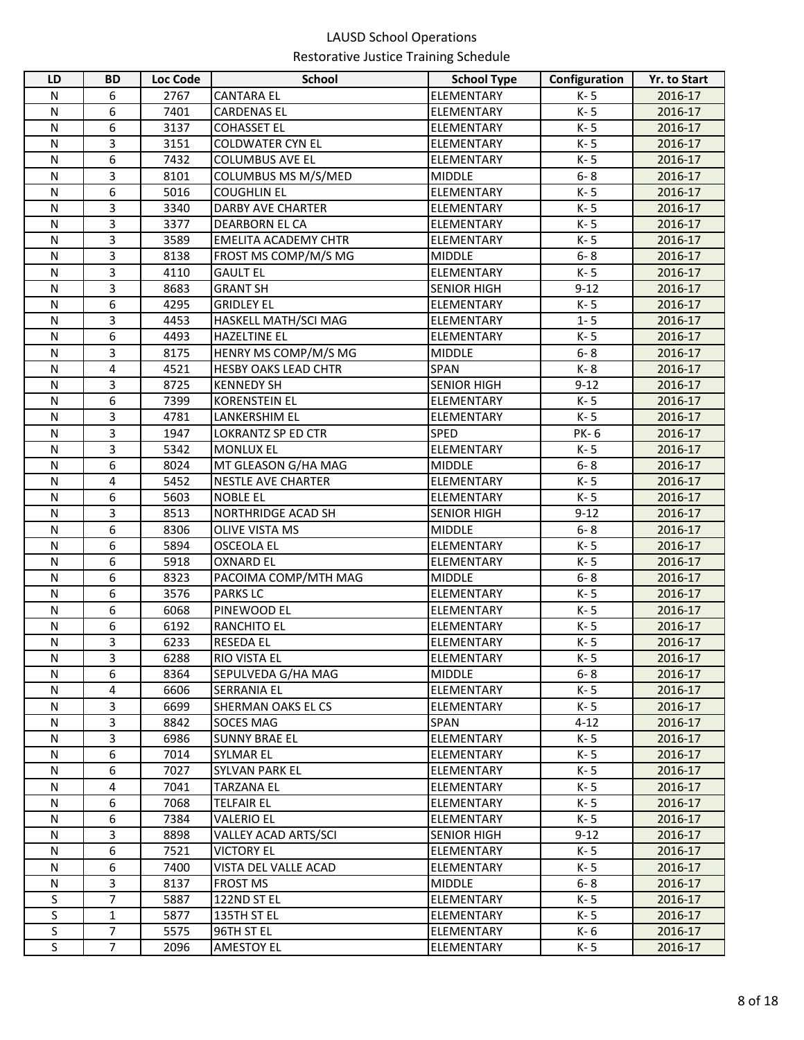LAUSD School Operations

Restorative Justice Training Schedule

| LD | BD | Loc Code | School | School Type | Configuration | Yr. to Start |
|---|---|---|---|---|---|---|
| N | 6 | 2767 | CANTARA EL | ELEMENTARY | K- 5 | 2016-17 |
| N | 6 | 7401 | CARDENAS EL | ELEMENTARY | K- 5 | 2016-17 |
| N | 6 | 3137 | COHASSET EL | ELEMENTARY | K- 5 | 2016-17 |
| N | 3 | 3151 | COLDWATER CYN EL | ELEMENTARY | K- 5 | 2016-17 |
| N | 6 | 7432 | COLUMBUS AVE EL | ELEMENTARY | K- 5 | 2016-17 |
| N | 3 | 8101 | COLUMBUS MS M/S/MED | MIDDLE | 6- 8 | 2016-17 |
| N | 6 | 5016 | COUGHLIN EL | ELEMENTARY | K- 5 | 2016-17 |
| N | 3 | 3340 | DARBY AVE CHARTER | ELEMENTARY | K- 5 | 2016-17 |
| N | 3 | 3377 | DEARBORN EL CA | ELEMENTARY | K- 5 | 2016-17 |
| N | 3 | 3589 | EMELITA ACADEMY CHTR | ELEMENTARY | K- 5 | 2016-17 |
| N | 3 | 8138 | FROST MS COMP/M/S MG | MIDDLE | 6- 8 | 2016-17 |
| N | 3 | 4110 | GAULT EL | ELEMENTARY | K- 5 | 2016-17 |
| N | 3 | 8683 | GRANT SH | SENIOR HIGH | 9-12 | 2016-17 |
| N | 6 | 4295 | GRIDLEY EL | ELEMENTARY | K- 5 | 2016-17 |
| N | 3 | 4453 | HASKELL MATH/SCI MAG | ELEMENTARY | 1- 5 | 2016-17 |
| N | 6 | 4493 | HAZELTINE EL | ELEMENTARY | K- 5 | 2016-17 |
| N | 3 | 8175 | HENRY MS COMP/M/S MG | MIDDLE | 6- 8 | 2016-17 |
| N | 4 | 4521 | HESBY OAKS LEAD CHTR | SPAN | K- 8 | 2016-17 |
| N | 3 | 8725 | KENNEDY SH | SENIOR HIGH | 9-12 | 2016-17 |
| N | 6 | 7399 | KORENSTEIN EL | ELEMENTARY | K- 5 | 2016-17 |
| N | 3 | 4781 | LANKERSHIM EL | ELEMENTARY | K- 5 | 2016-17 |
| N | 3 | 1947 | LOKRANTZ SP ED CTR | SPED | PK- 6 | 2016-17 |
| N | 3 | 5342 | MONLUX EL | ELEMENTARY | K- 5 | 2016-17 |
| N | 6 | 8024 | MT GLEASON G/HA MAG | MIDDLE | 6- 8 | 2016-17 |
| N | 4 | 5452 | NESTLE AVE CHARTER | ELEMENTARY | K- 5 | 2016-17 |
| N | 6 | 5603 | NOBLE EL | ELEMENTARY | K- 5 | 2016-17 |
| N | 3 | 8513 | NORTHRIDGE ACAD SH | SENIOR HIGH | 9-12 | 2016-17 |
| N | 6 | 8306 | OLIVE VISTA MS | MIDDLE | 6- 8 | 2016-17 |
| N | 6 | 5894 | OSCEOLA EL | ELEMENTARY | K- 5 | 2016-17 |
| N | 6 | 5918 | OXNARD EL | ELEMENTARY | K- 5 | 2016-17 |
| N | 6 | 8323 | PACOIMA COMP/MTH MAG | MIDDLE | 6- 8 | 2016-17 |
| N | 6 | 3576 | PARKS LC | ELEMENTARY | K- 5 | 2016-17 |
| N | 6 | 6068 | PINEWOOD EL | ELEMENTARY | K- 5 | 2016-17 |
| N | 6 | 6192 | RANCHITO EL | ELEMENTARY | K- 5 | 2016-17 |
| N | 3 | 6233 | RESEDA EL | ELEMENTARY | K- 5 | 2016-17 |
| N | 3 | 6288 | RIO VISTA EL | ELEMENTARY | K- 5 | 2016-17 |
| N | 6 | 8364 | SEPULVEDA G/HA MAG | MIDDLE | 6- 8 | 2016-17 |
| N | 4 | 6606 | SERRANIA EL | ELEMENTARY | K- 5 | 2016-17 |
| N | 3 | 6699 | SHERMAN OAKS EL CS | ELEMENTARY | K- 5 | 2016-17 |
| N | 3 | 8842 | SOCES MAG | SPAN | 4-12 | 2016-17 |
| N | 3 | 6986 | SUNNY BRAE EL | ELEMENTARY | K- 5 | 2016-17 |
| N | 6 | 7014 | SYLMAR EL | ELEMENTARY | K- 5 | 2016-17 |
| N | 6 | 7027 | SYLVAN PARK EL | ELEMENTARY | K- 5 | 2016-17 |
| N | 4 | 7041 | TARZANA EL | ELEMENTARY | K- 5 | 2016-17 |
| N | 6 | 7068 | TELFAIR EL | ELEMENTARY | K- 5 | 2016-17 |
| N | 6 | 7384 | VALERIO EL | ELEMENTARY | K- 5 | 2016-17 |
| N | 3 | 8898 | VALLEY ACAD ARTS/SCI | SENIOR HIGH | 9-12 | 2016-17 |
| N | 6 | 7521 | VICTORY EL | ELEMENTARY | K- 5 | 2016-17 |
| N | 6 | 7400 | VISTA DEL VALLE ACAD | ELEMENTARY | K- 5 | 2016-17 |
| N | 3 | 8137 | FROST MS | MIDDLE | 6- 8 | 2016-17 |
| S | 7 | 5887 | 122ND ST EL | ELEMENTARY | K- 5 | 2016-17 |
| S | 1 | 5877 | 135TH ST EL | ELEMENTARY | K- 5 | 2016-17 |
| S | 7 | 5575 | 96TH ST EL | ELEMENTARY | K- 6 | 2016-17 |
| S | 7 | 2096 | AMESTOY EL | ELEMENTARY | K- 5 | 2016-17 |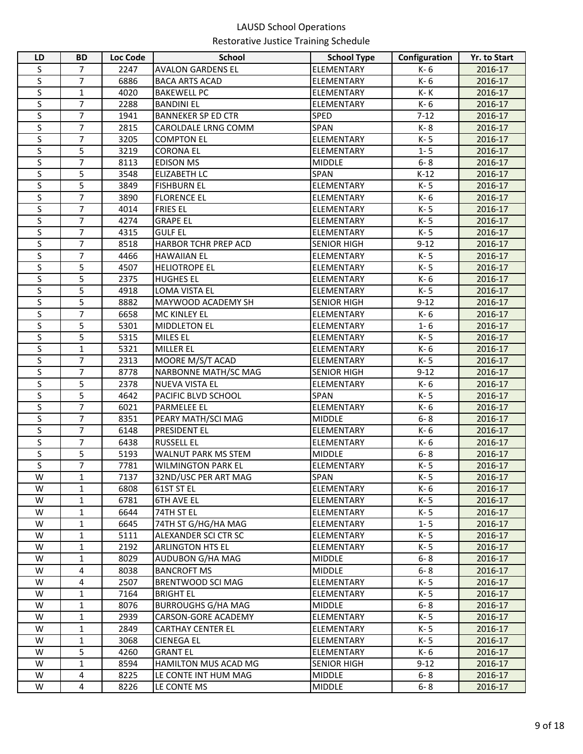LAUSD School Operations

Restorative Justice Training Schedule

| LD | BD | Loc Code | School | School Type | Configuration | Yr. to Start |
|---|---|---|---|---|---|---|
| S | 7 | 2247 | AVALON GARDENS EL | ELEMENTARY | K- 6 | 2016-17 |
| S | 7 | 6886 | BACA ARTS ACAD | ELEMENTARY | K- 6 | 2016-17 |
| S | 1 | 4020 | BAKEWELL PC | ELEMENTARY | K- K | 2016-17 |
| S | 7 | 2288 | BANDINI EL | ELEMENTARY | K- 6 | 2016-17 |
| S | 7 | 1941 | BANNEKER SP ED CTR | SPED | 7-12 | 2016-17 |
| S | 7 | 2815 | CAROLDALE LRNG COMM | SPAN | K- 8 | 2016-17 |
| S | 7 | 3205 | COMPTON EL | ELEMENTARY | K- 5 | 2016-17 |
| S | 5 | 3219 | CORONA EL | ELEMENTARY | 1- 5 | 2016-17 |
| S | 7 | 8113 | EDISON MS | MIDDLE | 6- 8 | 2016-17 |
| S | 5 | 3548 | ELIZABETH LC | SPAN | K-12 | 2016-17 |
| S | 5 | 3849 | FISHBURN EL | ELEMENTARY | K- 5 | 2016-17 |
| S | 7 | 3890 | FLORENCE EL | ELEMENTARY | K- 6 | 2016-17 |
| S | 7 | 4014 | FRIES EL | ELEMENTARY | K- 5 | 2016-17 |
| S | 7 | 4274 | GRAPE EL | ELEMENTARY | K- 5 | 2016-17 |
| S | 7 | 4315 | GULF EL | ELEMENTARY | K- 5 | 2016-17 |
| S | 7 | 8518 | HARBOR TCHR PREP ACD | SENIOR HIGH | 9-12 | 2016-17 |
| S | 7 | 4466 | HAWAIIAN EL | ELEMENTARY | K- 5 | 2016-17 |
| S | 5 | 4507 | HELIOTROPE EL | ELEMENTARY | K- 5 | 2016-17 |
| S | 5 | 2375 | HUGHES EL | ELEMENTARY | K- 6 | 2016-17 |
| S | 5 | 4918 | LOMA VISTA EL | ELEMENTARY | K- 5 | 2016-17 |
| S | 5 | 8882 | MAYWOOD ACADEMY SH | SENIOR HIGH | 9-12 | 2016-17 |
| S | 7 | 6658 | MC KINLEY EL | ELEMENTARY | K- 6 | 2016-17 |
| S | 5 | 5301 | MIDDLETON EL | ELEMENTARY | 1- 6 | 2016-17 |
| S | 5 | 5315 | MILES EL | ELEMENTARY | K- 5 | 2016-17 |
| S | 1 | 5321 | MILLER EL | ELEMENTARY | K- 6 | 2016-17 |
| S | 7 | 2313 | MOORE M/S/T ACAD | ELEMENTARY | K- 5 | 2016-17 |
| S | 7 | 8778 | NARBONNE MATH/SC MAG | SENIOR HIGH | 9-12 | 2016-17 |
| S | 5 | 2378 | NUEVA VISTA EL | ELEMENTARY | K- 6 | 2016-17 |
| S | 5 | 4642 | PACIFIC BLVD SCHOOL | SPAN | K- 5 | 2016-17 |
| S | 7 | 6021 | PARMELEE EL | ELEMENTARY | K- 6 | 2016-17 |
| S | 7 | 8351 | PEARY MATH/SCI MAG | MIDDLE | 6- 8 | 2016-17 |
| S | 7 | 6148 | PRESIDENT EL | ELEMENTARY | K- 6 | 2016-17 |
| S | 7 | 6438 | RUSSELL EL | ELEMENTARY | K- 6 | 2016-17 |
| S | 5 | 5193 | WALNUT PARK MS STEM | MIDDLE | 6- 8 | 2016-17 |
| S | 7 | 7781 | WILMINGTON PARK EL | ELEMENTARY | K- 5 | 2016-17 |
| W | 1 | 7137 | 32ND/USC PER ART MAG | SPAN | K- 5 | 2016-17 |
| W | 1 | 6808 | 61ST ST EL | ELEMENTARY | K- 6 | 2016-17 |
| W | 1 | 6781 | 6TH AVE EL | ELEMENTARY | K- 5 | 2016-17 |
| W | 1 | 6644 | 74TH ST EL | ELEMENTARY | K- 5 | 2016-17 |
| W | 1 | 6645 | 74TH ST G/HG/HA MAG | ELEMENTARY | 1- 5 | 2016-17 |
| W | 1 | 5111 | ALEXANDER SCI CTR SC | ELEMENTARY | K- 5 | 2016-17 |
| W | 1 | 2192 | ARLINGTON HTS EL | ELEMENTARY | K- 5 | 2016-17 |
| W | 1 | 8029 | AUDUBON G/HA MAG | MIDDLE | 6- 8 | 2016-17 |
| W | 4 | 8038 | BANCROFT MS | MIDDLE | 6- 8 | 2016-17 |
| W | 4 | 2507 | BRENTWOOD SCI MAG | ELEMENTARY | K- 5 | 2016-17 |
| W | 1 | 7164 | BRIGHT EL | ELEMENTARY | K- 5 | 2016-17 |
| W | 1 | 8076 | BURROUGHS G/HA MAG | MIDDLE | 6- 8 | 2016-17 |
| W | 1 | 2939 | CARSON-GORE ACADEMY | ELEMENTARY | K- 5 | 2016-17 |
| W | 1 | 2849 | CARTHAY CENTER EL | ELEMENTARY | K- 5 | 2016-17 |
| W | 1 | 3068 | CIENEGA EL | ELEMENTARY | K- 5 | 2016-17 |
| W | 5 | 4260 | GRANT EL | ELEMENTARY | K- 6 | 2016-17 |
| W | 1 | 8594 | HAMILTON MUS ACAD MG | SENIOR HIGH | 9-12 | 2016-17 |
| W | 4 | 8225 | LE CONTE INT HUM MAG | MIDDLE | 6- 8 | 2016-17 |
| W | 4 | 8226 | LE CONTE MS | MIDDLE | 6- 8 | 2016-17 |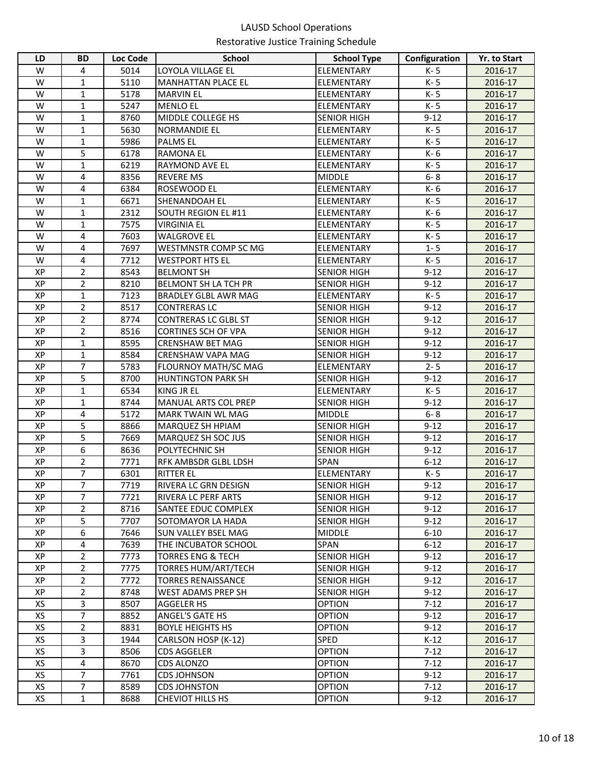LAUSD School Operations

Restorative Justice Training Schedule

| LD | BD | Loc Code | School | School Type | Configuration | Yr. to Start |
|---|---|---|---|---|---|---|
| W | 4 | 5014 | LOYOLA VILLAGE EL | ELEMENTARY | K- 5 | 2016-17 |
| W | 1 | 5110 | MANHATTAN PLACE EL | ELEMENTARY | K- 5 | 2016-17 |
| W | 1 | 5178 | MARVIN EL | ELEMENTARY | K- 5 | 2016-17 |
| W | 1 | 5247 | MENLO EL | ELEMENTARY | K- 5 | 2016-17 |
| W | 1 | 8760 | MIDDLE COLLEGE HS | SENIOR HIGH | 9-12 | 2016-17 |
| W | 1 | 5630 | NORMANDIE EL | ELEMENTARY | K- 5 | 2016-17 |
| W | 1 | 5986 | PALMS EL | ELEMENTARY | K- 5 | 2016-17 |
| W | 5 | 6178 | RAMONA EL | ELEMENTARY | K- 6 | 2016-17 |
| W | 1 | 6219 | RAYMOND AVE EL | ELEMENTARY | K- 5 | 2016-17 |
| W | 4 | 8356 | REVERE MS | MIDDLE | 6- 8 | 2016-17 |
| W | 4 | 6384 | ROSEWOOD EL | ELEMENTARY | K- 6 | 2016-17 |
| W | 1 | 6671 | SHENANDOAH EL | ELEMENTARY | K- 5 | 2016-17 |
| W | 1 | 2312 | SOUTH REGION EL #11 | ELEMENTARY | K- 6 | 2016-17 |
| W | 1 | 7575 | VIRGINIA EL | ELEMENTARY | K- 5 | 2016-17 |
| W | 4 | 7603 | WALGROVE EL | ELEMENTARY | K- 5 | 2016-17 |
| W | 4 | 7697 | WESTMNSTR COMP SC MG | ELEMENTARY | 1- 5 | 2016-17 |
| W | 4 | 7712 | WESTPORT HTS EL | ELEMENTARY | K- 5 | 2016-17 |
| XP | 2 | 8543 | BELMONT SH | SENIOR HIGH | 9-12 | 2016-17 |
| XP | 2 | 8210 | BELMONT SH LA TCH PR | SENIOR HIGH | 9-12 | 2016-17 |
| XP | 1 | 7123 | BRADLEY GLBL AWR MAG | ELEMENTARY | K- 5 | 2016-17 |
| XP | 2 | 8517 | CONTRERAS LC | SENIOR HIGH | 9-12 | 2016-17 |
| XP | 2 | 8774 | CONTRERAS LC GLBL ST | SENIOR HIGH | 9-12 | 2016-17 |
| XP | 2 | 8516 | CORTINES SCH OF VPA | SENIOR HIGH | 9-12 | 2016-17 |
| XP | 1 | 8595 | CRENSHAW BET MAG | SENIOR HIGH | 9-12 | 2016-17 |
| XP | 1 | 8584 | CRENSHAW VAPA MAG | SENIOR HIGH | 9-12 | 2016-17 |
| XP | 7 | 5783 | FLOURNOY MATH/SC MAG | ELEMENTARY | 2- 5 | 2016-17 |
| XP | 5 | 8700 | HUNTINGTON PARK SH | SENIOR HIGH | 9-12 | 2016-17 |
| XP | 1 | 6534 | KING JR EL | ELEMENTARY | K- 5 | 2016-17 |
| XP | 1 | 8744 | MANUAL ARTS COL PREP | SENIOR HIGH | 9-12 | 2016-17 |
| XP | 4 | 5172 | MARK TWAIN WL MAG | MIDDLE | 6- 8 | 2016-17 |
| XP | 5 | 8866 | MARQUEZ SH HPIAM | SENIOR HIGH | 9-12 | 2016-17 |
| XP | 5 | 7669 | MARQUEZ SH SOC JUS | SENIOR HIGH | 9-12 | 2016-17 |
| XP | 6 | 8636 | POLYTECHNIC SH | SENIOR HIGH | 9-12 | 2016-17 |
| XP | 2 | 7771 | RFK AMBSDR GLBL LDSH | SPAN | 6-12 | 2016-17 |
| XP | 7 | 6301 | RITTER EL | ELEMENTARY | K- 5 | 2016-17 |
| XP | 7 | 7719 | RIVERA LC GRN DESIGN | SENIOR HIGH | 9-12 | 2016-17 |
| XP | 7 | 7721 | RIVERA LC PERF ARTS | SENIOR HIGH | 9-12 | 2016-17 |
| XP | 2 | 8716 | SANTEE EDUC COMPLEX | SENIOR HIGH | 9-12 | 2016-17 |
| XP | 5 | 7707 | SOTOMAYOR LA HADA | SENIOR HIGH | 9-12 | 2016-17 |
| XP | 6 | 7646 | SUN VALLEY BSEL MAG | MIDDLE | 6-10 | 2016-17 |
| XP | 4 | 7639 | THE INCUBATOR SCHOOL | SPAN | 6-12 | 2016-17 |
| XP | 2 | 7773 | TORRES ENG & TECH | SENIOR HIGH | 9-12 | 2016-17 |
| XP | 2 | 7775 | TORRES HUM/ART/TECH | SENIOR HIGH | 9-12 | 2016-17 |
| XP | 2 | 7772 | TORRES RENAISSANCE | SENIOR HIGH | 9-12 | 2016-17 |
| XP | 2 | 8748 | WEST ADAMS PREP SH | SENIOR HIGH | 9-12 | 2016-17 |
| XS | 3 | 8507 | AGGELER HS | OPTION | 7-12 | 2016-17 |
| XS | 7 | 8852 | ANGEL'S GATE HS | OPTION | 9-12 | 2016-17 |
| XS | 2 | 8831 | BOYLE HEIGHTS HS | OPTION | 9-12 | 2016-17 |
| XS | 3 | 1944 | CARLSON HOSP (K-12) | SPED | K-12 | 2016-17 |
| XS | 3 | 8506 | CDS AGGELER | OPTION | 7-12 | 2016-17 |
| XS | 4 | 8670 | CDS ALONZO | OPTION | 7-12 | 2016-17 |
| XS | 7 | 7761 | CDS JOHNSON | OPTION | 9-12 | 2016-17 |
| XS | 7 | 8589 | CDS JOHNSTON | OPTION | 7-12 | 2016-17 |
| XS | 1 | 8688 | CHEVIOT HILLS HS | OPTION | 9-12 | 2016-17 |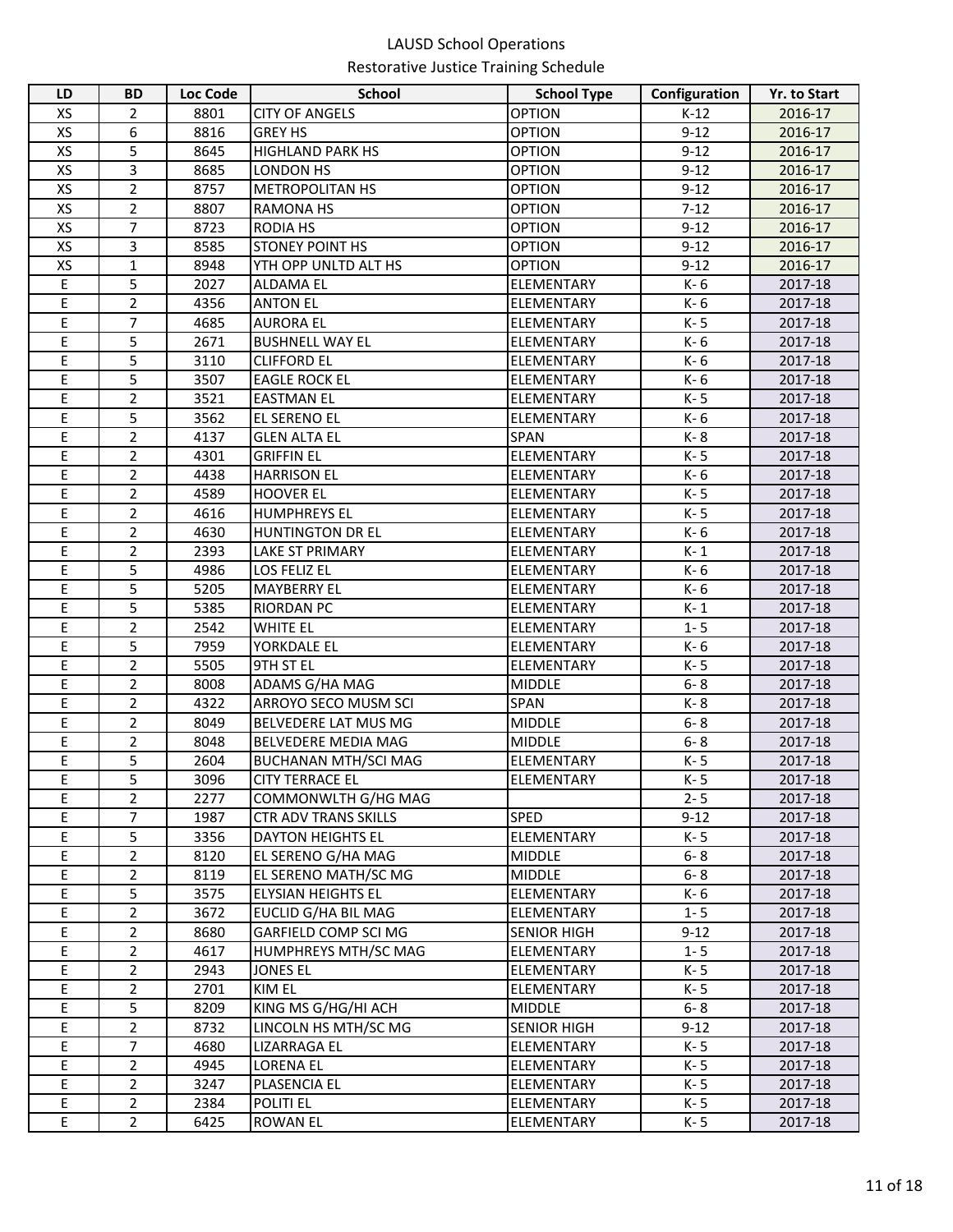LAUSD School Operations

Restorative Justice Training Schedule

| LD | BD | Loc Code | School | School Type | Configuration | Yr. to Start |
|---|---|---|---|---|---|---|
| XS | 2 | 8801 | CITY OF ANGELS | OPTION | K-12 | 2016-17 |
| XS | 6 | 8816 | GREY HS | OPTION | 9-12 | 2016-17 |
| XS | 5 | 8645 | HIGHLAND PARK HS | OPTION | 9-12 | 2016-17 |
| XS | 3 | 8685 | LONDON HS | OPTION | 9-12 | 2016-17 |
| XS | 2 | 8757 | METROPOLITAN HS | OPTION | 9-12 | 2016-17 |
| XS | 2 | 8807 | RAMONA HS | OPTION | 7-12 | 2016-17 |
| XS | 7 | 8723 | RODIA HS | OPTION | 9-12 | 2016-17 |
| XS | 3 | 8585 | STONEY POINT HS | OPTION | 9-12 | 2016-17 |
| XS | 1 | 8948 | YTH OPP UNLTD ALT HS | OPTION | 9-12 | 2016-17 |
| E | 5 | 2027 | ALDAMA EL | ELEMENTARY | K- 6 | 2017-18 |
| E | 2 | 4356 | ANTON EL | ELEMENTARY | K- 6 | 2017-18 |
| E | 7 | 4685 | AURORA EL | ELEMENTARY | K- 5 | 2017-18 |
| E | 5 | 2671 | BUSHNELL WAY EL | ELEMENTARY | K- 6 | 2017-18 |
| E | 5 | 3110 | CLIFFORD EL | ELEMENTARY | K- 6 | 2017-18 |
| E | 5 | 3507 | EAGLE ROCK EL | ELEMENTARY | K- 6 | 2017-18 |
| E | 2 | 3521 | EASTMAN EL | ELEMENTARY | K- 5 | 2017-18 |
| E | 5 | 3562 | EL SERENO EL | ELEMENTARY | K- 6 | 2017-18 |
| E | 2 | 4137 | GLEN ALTA EL | SPAN | K- 8 | 2017-18 |
| E | 2 | 4301 | GRIFFIN EL | ELEMENTARY | K- 5 | 2017-18 |
| E | 2 | 4438 | HARRISON EL | ELEMENTARY | K- 6 | 2017-18 |
| E | 2 | 4589 | HOOVER EL | ELEMENTARY | K- 5 | 2017-18 |
| E | 2 | 4616 | HUMPHREYS EL | ELEMENTARY | K- 5 | 2017-18 |
| E | 2 | 4630 | HUNTINGTON DR EL | ELEMENTARY | K- 6 | 2017-18 |
| E | 2 | 2393 | LAKE ST PRIMARY | ELEMENTARY | K- 1 | 2017-18 |
| E | 5 | 4986 | LOS FELIZ EL | ELEMENTARY | K- 6 | 2017-18 |
| E | 5 | 5205 | MAYBERRY EL | ELEMENTARY | K- 6 | 2017-18 |
| E | 5 | 5385 | RIORDAN PC | ELEMENTARY | K- 1 | 2017-18 |
| E | 2 | 2542 | WHITE EL | ELEMENTARY | 1- 5 | 2017-18 |
| E | 5 | 7959 | YORKDALE EL | ELEMENTARY | K- 6 | 2017-18 |
| E | 2 | 5505 | 9TH ST EL | ELEMENTARY | K- 5 | 2017-18 |
| E | 2 | 8008 | ADAMS G/HA MAG | MIDDLE | 6- 8 | 2017-18 |
| E | 2 | 4322 | ARROYO SECO MUSM SCI | SPAN | K- 8 | 2017-18 |
| E | 2 | 8049 | BELVEDERE LAT MUS MG | MIDDLE | 6- 8 | 2017-18 |
| E | 2 | 8048 | BELVEDERE MEDIA MAG | MIDDLE | 6- 8 | 2017-18 |
| E | 5 | 2604 | BUCHANAN MTH/SCI MAG | ELEMENTARY | K- 5 | 2017-18 |
| E | 5 | 3096 | CITY TERRACE EL | ELEMENTARY | K- 5 | 2017-18 |
| E | 2 | 2277 | COMMONWLTH G/HG MAG |  | 2- 5 | 2017-18 |
| E | 7 | 1987 | CTR ADV TRANS SKILLS | SPED | 9-12 | 2017-18 |
| E | 5 | 3356 | DAYTON HEIGHTS EL | ELEMENTARY | K- 5 | 2017-18 |
| E | 2 | 8120 | EL SERENO G/HA MAG | MIDDLE | 6- 8 | 2017-18 |
| E | 2 | 8119 | EL SERENO MATH/SC MG | MIDDLE | 6- 8 | 2017-18 |
| E | 5 | 3575 | ELYSIAN HEIGHTS EL | ELEMENTARY | K- 6 | 2017-18 |
| E | 2 | 3672 | EUCLID G/HA BIL MAG | ELEMENTARY | 1- 5 | 2017-18 |
| E | 2 | 8680 | GARFIELD COMP SCI MG | SENIOR HIGH | 9-12 | 2017-18 |
| E | 2 | 4617 | HUMPHREYS MTH/SC MAG | ELEMENTARY | 1- 5 | 2017-18 |
| E | 2 | 2943 | JONES EL | ELEMENTARY | K- 5 | 2017-18 |
| E | 2 | 2701 | KIM EL | ELEMENTARY | K- 5 | 2017-18 |
| E | 5 | 8209 | KING MS G/HG/HI ACH | MIDDLE | 6- 8 | 2017-18 |
| E | 2 | 8732 | LINCOLN HS MTH/SC MG | SENIOR HIGH | 9-12 | 2017-18 |
| E | 7 | 4680 | LIZARRAGA EL | ELEMENTARY | K- 5 | 2017-18 |
| E | 2 | 4945 | LORENA EL | ELEMENTARY | K- 5 | 2017-18 |
| E | 2 | 3247 | PLASENCIA EL | ELEMENTARY | K- 5 | 2017-18 |
| E | 2 | 2384 | POLITI EL | ELEMENTARY | K- 5 | 2017-18 |
| E | 2 | 6425 | ROWAN EL | ELEMENTARY | K- 5 | 2017-18 |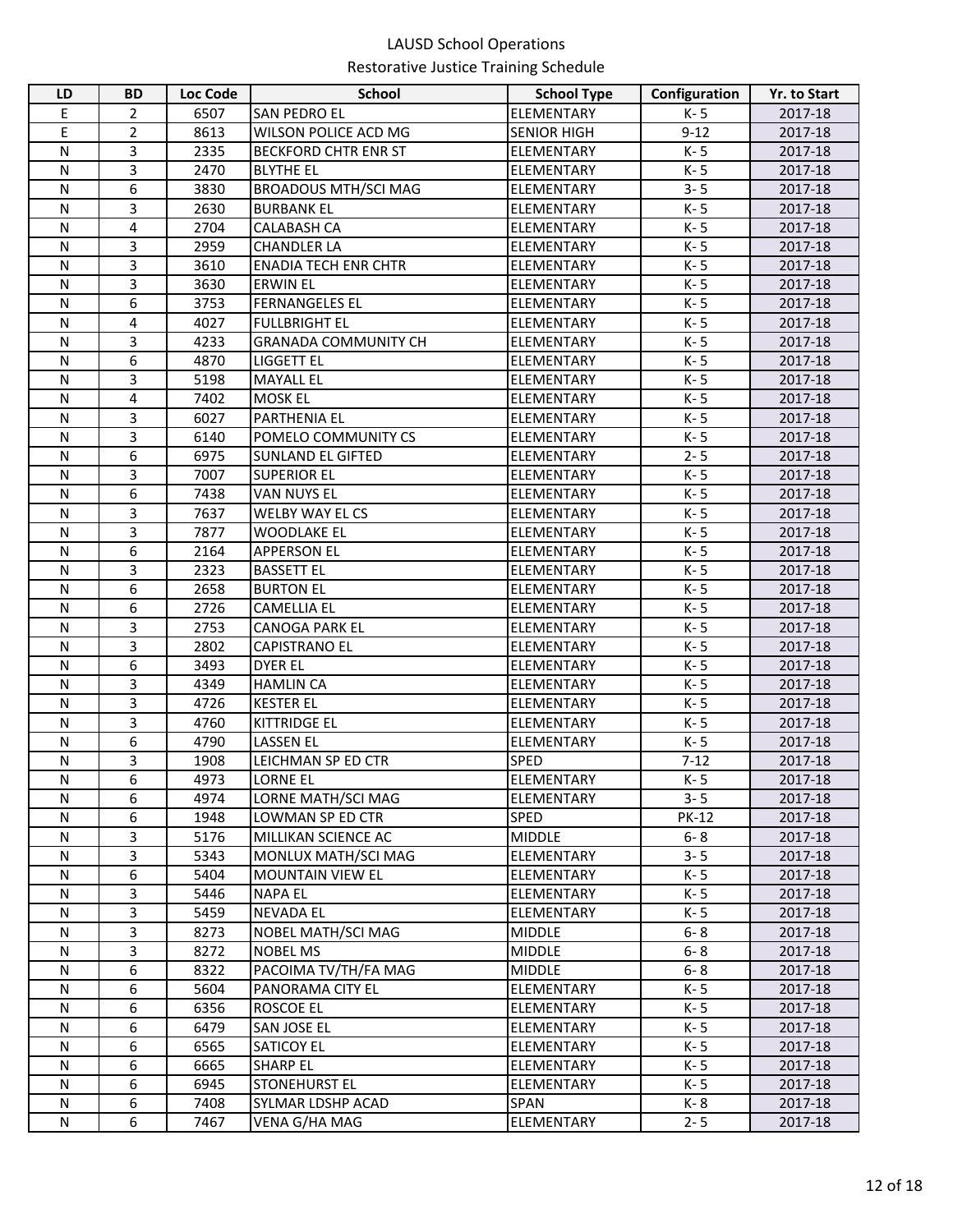LAUSD School Operations

Restorative Justice Training Schedule

| LD | BD | Loc Code | School | School Type | Configuration | Yr. to Start |
|---|---|---|---|---|---|---|
| E | 2 | 6507 | SAN PEDRO EL | ELEMENTARY | K- 5 | 2017-18 |
| E | 2 | 8613 | WILSON POLICE ACD MG | SENIOR HIGH | 9-12 | 2017-18 |
| N | 3 | 2335 | BECKFORD CHTR ENR ST | ELEMENTARY | K- 5 | 2017-18 |
| N | 3 | 2470 | BLYTHE EL | ELEMENTARY | K- 5 | 2017-18 |
| N | 6 | 3830 | BROADOUS MTH/SCI MAG | ELEMENTARY | 3- 5 | 2017-18 |
| N | 3 | 2630 | BURBANK EL | ELEMENTARY | K- 5 | 2017-18 |
| N | 4 | 2704 | CALABASH CA | ELEMENTARY | K- 5 | 2017-18 |
| N | 3 | 2959 | CHANDLER LA | ELEMENTARY | K- 5 | 2017-18 |
| N | 3 | 3610 | ENADIA TECH ENR CHTR | ELEMENTARY | K- 5 | 2017-18 |
| N | 3 | 3630 | ERWIN EL | ELEMENTARY | K- 5 | 2017-18 |
| N | 6 | 3753 | FERNANGELES EL | ELEMENTARY | K- 5 | 2017-18 |
| N | 4 | 4027 | FULLBRIGHT EL | ELEMENTARY | K- 5 | 2017-18 |
| N | 3 | 4233 | GRANADA COMMUNITY CH | ELEMENTARY | K- 5 | 2017-18 |
| N | 6 | 4870 | LIGGETT EL | ELEMENTARY | K- 5 | 2017-18 |
| N | 3 | 5198 | MAYALL EL | ELEMENTARY | K- 5 | 2017-18 |
| N | 4 | 7402 | MOSK EL | ELEMENTARY | K- 5 | 2017-18 |
| N | 3 | 6027 | PARTHENIA EL | ELEMENTARY | K- 5 | 2017-18 |
| N | 3 | 6140 | POMELO COMMUNITY CS | ELEMENTARY | K- 5 | 2017-18 |
| N | 6 | 6975 | SUNLAND EL GIFTED | ELEMENTARY | 2- 5 | 2017-18 |
| N | 3 | 7007 | SUPERIOR EL | ELEMENTARY | K- 5 | 2017-18 |
| N | 6 | 7438 | VAN NUYS EL | ELEMENTARY | K- 5 | 2017-18 |
| N | 3 | 7637 | WELBY WAY EL CS | ELEMENTARY | K- 5 | 2017-18 |
| N | 3 | 7877 | WOODLAKE EL | ELEMENTARY | K- 5 | 2017-18 |
| N | 6 | 2164 | APPERSON EL | ELEMENTARY | K- 5 | 2017-18 |
| N | 3 | 2323 | BASSETT EL | ELEMENTARY | K- 5 | 2017-18 |
| N | 6 | 2658 | BURTON EL | ELEMENTARY | K- 5 | 2017-18 |
| N | 6 | 2726 | CAMELLIA EL | ELEMENTARY | K- 5 | 2017-18 |
| N | 3 | 2753 | CANOGA PARK EL | ELEMENTARY | K- 5 | 2017-18 |
| N | 3 | 2802 | CAPISTRANO EL | ELEMENTARY | K- 5 | 2017-18 |
| N | 6 | 3493 | DYER EL | ELEMENTARY | K- 5 | 2017-18 |
| N | 3 | 4349 | HAMLIN CA | ELEMENTARY | K- 5 | 2017-18 |
| N | 3 | 4726 | KESTER EL | ELEMENTARY | K- 5 | 2017-18 |
| N | 3 | 4760 | KITTRIDGE EL | ELEMENTARY | K- 5 | 2017-18 |
| N | 6 | 4790 | LASSEN EL | ELEMENTARY | K- 5 | 2017-18 |
| N | 3 | 1908 | LEICHMAN SP ED CTR | SPED | 7-12 | 2017-18 |
| N | 6 | 4973 | LORNE EL | ELEMENTARY | K- 5 | 2017-18 |
| N | 6 | 4974 | LORNE MATH/SCI MAG | ELEMENTARY | 3- 5 | 2017-18 |
| N | 6 | 1948 | LOWMAN SP ED CTR | SPED | PK-12 | 2017-18 |
| N | 3 | 5176 | MILLIKAN SCIENCE AC | MIDDLE | 6- 8 | 2017-18 |
| N | 3 | 5343 | MONLUX MATH/SCI MAG | ELEMENTARY | 3- 5 | 2017-18 |
| N | 6 | 5404 | MOUNTAIN VIEW EL | ELEMENTARY | K- 5 | 2017-18 |
| N | 3 | 5446 | NAPA EL | ELEMENTARY | K- 5 | 2017-18 |
| N | 3 | 5459 | NEVADA EL | ELEMENTARY | K- 5 | 2017-18 |
| N | 3 | 8273 | NOBEL MATH/SCI MAG | MIDDLE | 6- 8 | 2017-18 |
| N | 3 | 8272 | NOBEL MS | MIDDLE | 6- 8 | 2017-18 |
| N | 6 | 8322 | PACOIMA TV/TH/FA MAG | MIDDLE | 6- 8 | 2017-18 |
| N | 6 | 5604 | PANORAMA CITY EL | ELEMENTARY | K- 5 | 2017-18 |
| N | 6 | 6356 | ROSCOE EL | ELEMENTARY | K- 5 | 2017-18 |
| N | 6 | 6479 | SAN JOSE EL | ELEMENTARY | K- 5 | 2017-18 |
| N | 6 | 6565 | SATICOY EL | ELEMENTARY | K- 5 | 2017-18 |
| N | 6 | 6665 | SHARP EL | ELEMENTARY | K- 5 | 2017-18 |
| N | 6 | 6945 | STONEHURST EL | ELEMENTARY | K- 5 | 2017-18 |
| N | 6 | 7408 | SYLMAR LDSHP ACAD | SPAN | K- 8 | 2017-18 |
| N | 6 | 7467 | VENA G/HA MAG | ELEMENTARY | 2- 5 | 2017-18 |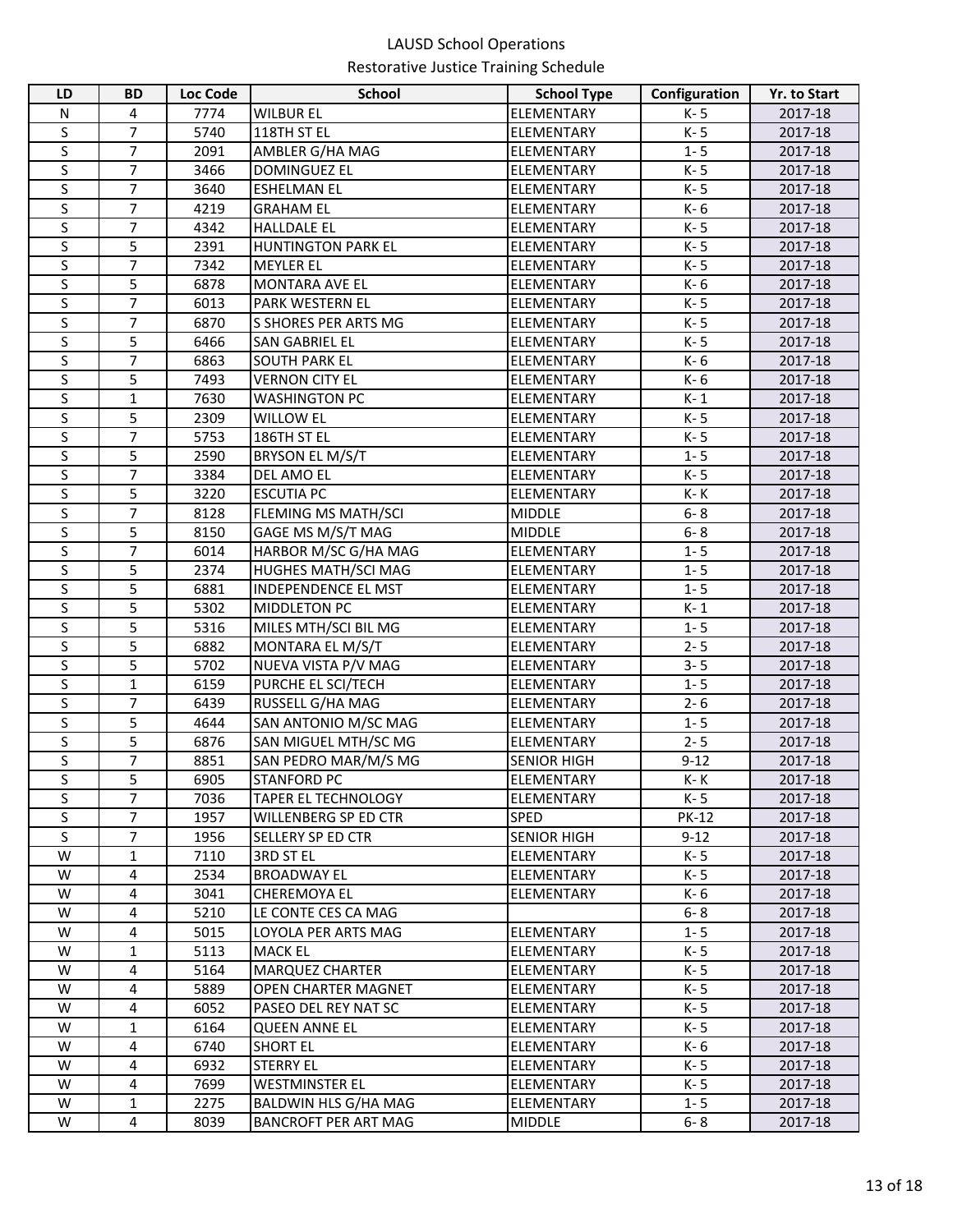LAUSD School Operations

Restorative Justice Training Schedule

| LD | BD | Loc Code | School | School Type | Configuration | Yr. to Start |
|---|---|---|---|---|---|---|
| N | 4 | 7774 | WILBUR EL | ELEMENTARY | K- 5 | 2017-18 |
| S | 7 | 5740 | 118TH ST EL | ELEMENTARY | K- 5 | 2017-18 |
| S | 7 | 2091 | AMBLER G/HA MAG | ELEMENTARY | 1- 5 | 2017-18 |
| S | 7 | 3466 | DOMINGUEZ EL | ELEMENTARY | K- 5 | 2017-18 |
| S | 7 | 3640 | ESHELMAN EL | ELEMENTARY | K- 5 | 2017-18 |
| S | 7 | 4219 | GRAHAM EL | ELEMENTARY | K- 6 | 2017-18 |
| S | 7 | 4342 | HALLDALE EL | ELEMENTARY | K- 5 | 2017-18 |
| S | 5 | 2391 | HUNTINGTON PARK EL | ELEMENTARY | K- 5 | 2017-18 |
| S | 7 | 7342 | MEYLER EL | ELEMENTARY | K- 5 | 2017-18 |
| S | 5 | 6878 | MONTARA AVE EL | ELEMENTARY | K- 6 | 2017-18 |
| S | 7 | 6013 | PARK WESTERN EL | ELEMENTARY | K- 5 | 2017-18 |
| S | 7 | 6870 | S SHORES PER ARTS MG | ELEMENTARY | K- 5 | 2017-18 |
| S | 5 | 6466 | SAN GABRIEL EL | ELEMENTARY | K- 5 | 2017-18 |
| S | 7 | 6863 | SOUTH PARK EL | ELEMENTARY | K- 6 | 2017-18 |
| S | 5 | 7493 | VERNON CITY EL | ELEMENTARY | K- 6 | 2017-18 |
| S | 1 | 7630 | WASHINGTON PC | ELEMENTARY | K- 1 | 2017-18 |
| S | 5 | 2309 | WILLOW EL | ELEMENTARY | K- 5 | 2017-18 |
| S | 7 | 5753 | 186TH ST EL | ELEMENTARY | K- 5 | 2017-18 |
| S | 5 | 2590 | BRYSON EL M/S/T | ELEMENTARY | 1- 5 | 2017-18 |
| S | 7 | 3384 | DEL AMO EL | ELEMENTARY | K- 5 | 2017-18 |
| S | 5 | 3220 | ESCUTIA PC | ELEMENTARY | K- K | 2017-18 |
| S | 7 | 8128 | FLEMING MS MATH/SCI | MIDDLE | 6- 8 | 2017-18 |
| S | 5 | 8150 | GAGE MS M/S/T MAG | MIDDLE | 6- 8 | 2017-18 |
| S | 7 | 6014 | HARBOR M/SC G/HA MAG | ELEMENTARY | 1- 5 | 2017-18 |
| S | 5 | 2374 | HUGHES MATH/SCI MAG | ELEMENTARY | 1- 5 | 2017-18 |
| S | 5 | 6881 | INDEPENDENCE EL MST | ELEMENTARY | 1- 5 | 2017-18 |
| S | 5 | 5302 | MIDDLETON PC | ELEMENTARY | K- 1 | 2017-18 |
| S | 5 | 5316 | MILES MTH/SCI BIL MG | ELEMENTARY | 1- 5 | 2017-18 |
| S | 5 | 6882 | MONTARA EL M/S/T | ELEMENTARY | 2- 5 | 2017-18 |
| S | 5 | 5702 | NUEVA VISTA P/V MAG | ELEMENTARY | 3- 5 | 2017-18 |
| S | 1 | 6159 | PURCHE EL SCI/TECH | ELEMENTARY | 1- 5 | 2017-18 |
| S | 7 | 6439 | RUSSELL G/HA MAG | ELEMENTARY | 2- 6 | 2017-18 |
| S | 5 | 4644 | SAN ANTONIO M/SC MAG | ELEMENTARY | 1- 5 | 2017-18 |
| S | 5 | 6876 | SAN MIGUEL MTH/SC MG | ELEMENTARY | 2- 5 | 2017-18 |
| S | 7 | 8851 | SAN PEDRO MAR/M/S MG | SENIOR HIGH | 9-12 | 2017-18 |
| S | 5 | 6905 | STANFORD PC | ELEMENTARY | K- K | 2017-18 |
| S | 7 | 7036 | TAPER EL TECHNOLOGY | ELEMENTARY | K- 5 | 2017-18 |
| S | 7 | 1957 | WILLENBERG SP ED CTR | SPED | PK-12 | 2017-18 |
| S | 7 | 1956 | SELLERY SP ED CTR | SENIOR HIGH | 9-12 | 2017-18 |
| W | 1 | 7110 | 3RD ST EL | ELEMENTARY | K- 5 | 2017-18 |
| W | 4 | 2534 | BROADWAY EL | ELEMENTARY | K- 5 | 2017-18 |
| W | 4 | 3041 | CHEREMOYA EL | ELEMENTARY | K- 6 | 2017-18 |
| W | 4 | 5210 | LE CONTE CES CA MAG | | 6- 8 | 2017-18 |
| W | 4 | 5015 | LOYOLA PER ARTS MAG | ELEMENTARY | 1- 5 | 2017-18 |
| W | 1 | 5113 | MACK EL | ELEMENTARY | K- 5 | 2017-18 |
| W | 4 | 5164 | MARQUEZ CHARTER | ELEMENTARY | K- 5 | 2017-18 |
| W | 4 | 5889 | OPEN CHARTER MAGNET | ELEMENTARY | K- 5 | 2017-18 |
| W | 4 | 6052 | PASEO DEL REY NAT SC | ELEMENTARY | K- 5 | 2017-18 |
| W | 1 | 6164 | QUEEN ANNE EL | ELEMENTARY | K- 5 | 2017-18 |
| W | 4 | 6740 | SHORT EL | ELEMENTARY | K- 6 | 2017-18 |
| W | 4 | 6932 | STERRY EL | ELEMENTARY | K- 5 | 2017-18 |
| W | 4 | 7699 | WESTMINSTER EL | ELEMENTARY | K- 5 | 2017-18 |
| W | 1 | 2275 | BALDWIN HLS G/HA MAG | ELEMENTARY | 1- 5 | 2017-18 |
| W | 4 | 8039 | BANCROFT PER ART MAG | MIDDLE | 6- 8 | 2017-18 |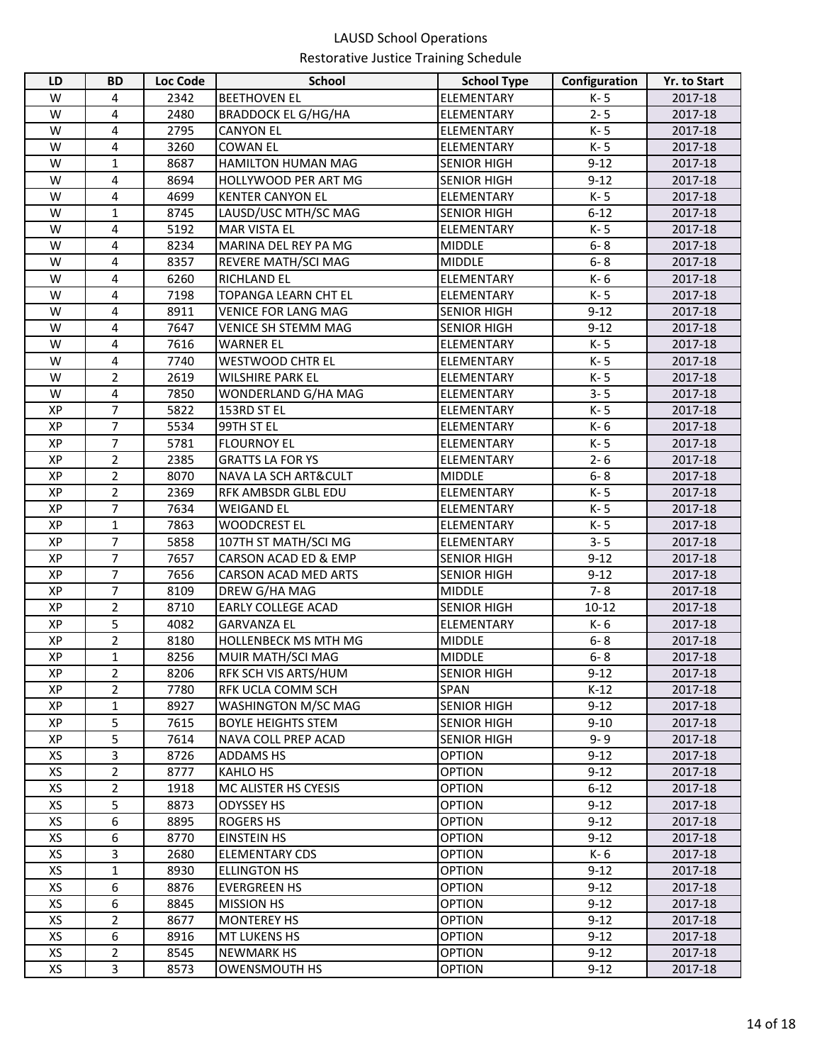LAUSD School Operations

Restorative Justice Training Schedule

| LD | BD | Loc Code | School | School Type | Configuration | Yr. to Start |
|---|---|---|---|---|---|---|
| W | 4 | 2342 | BEETHOVEN EL | ELEMENTARY | K- 5 | 2017-18 |
| W | 4 | 2480 | BRADDOCK EL G/HG/HA | ELEMENTARY | 2- 5 | 2017-18 |
| W | 4 | 2795 | CANYON EL | ELEMENTARY | K- 5 | 2017-18 |
| W | 4 | 3260 | COWAN EL | ELEMENTARY | K- 5 | 2017-18 |
| W | 1 | 8687 | HAMILTON HUMAN MAG | SENIOR HIGH | 9-12 | 2017-18 |
| W | 4 | 8694 | HOLLYWOOD PER ART MG | SENIOR HIGH | 9-12 | 2017-18 |
| W | 4 | 4699 | KENTER CANYON EL | ELEMENTARY | K- 5 | 2017-18 |
| W | 1 | 8745 | LAUSD/USC MTH/SC MAG | SENIOR HIGH | 6-12 | 2017-18 |
| W | 4 | 5192 | MAR VISTA EL | ELEMENTARY | K- 5 | 2017-18 |
| W | 4 | 8234 | MARINA DEL REY PA MG | MIDDLE | 6- 8 | 2017-18 |
| W | 4 | 8357 | REVERE MATH/SCI MAG | MIDDLE | 6- 8 | 2017-18 |
| W | 4 | 6260 | RICHLAND EL | ELEMENTARY | K- 6 | 2017-18 |
| W | 4 | 7198 | TOPANGA LEARN CHT EL | ELEMENTARY | K- 5 | 2017-18 |
| W | 4 | 8911 | VENICE FOR LANG MAG | SENIOR HIGH | 9-12 | 2017-18 |
| W | 4 | 7647 | VENICE SH STEMM MAG | SENIOR HIGH | 9-12 | 2017-18 |
| W | 4 | 7616 | WARNER EL | ELEMENTARY | K- 5 | 2017-18 |
| W | 4 | 7740 | WESTWOOD CHTR EL | ELEMENTARY | K- 5 | 2017-18 |
| W | 2 | 2619 | WILSHIRE PARK EL | ELEMENTARY | K- 5 | 2017-18 |
| W | 4 | 7850 | WONDERLAND G/HA MAG | ELEMENTARY | 3- 5 | 2017-18 |
| XP | 7 | 5822 | 153RD ST EL | ELEMENTARY | K- 5 | 2017-18 |
| XP | 7 | 5534 | 99TH ST EL | ELEMENTARY | K- 6 | 2017-18 |
| XP | 7 | 5781 | FLOURNOY EL | ELEMENTARY | K- 5 | 2017-18 |
| XP | 2 | 2385 | GRATTS LA FOR YS | ELEMENTARY | 2- 6 | 2017-18 |
| XP | 2 | 8070 | NAVA LA SCH ART&CULT | MIDDLE | 6- 8 | 2017-18 |
| XP | 2 | 2369 | RFK AMBSDR GLBL EDU | ELEMENTARY | K- 5 | 2017-18 |
| XP | 7 | 7634 | WEIGAND EL | ELEMENTARY | K- 5 | 2017-18 |
| XP | 1 | 7863 | WOODCREST EL | ELEMENTARY | K- 5 | 2017-18 |
| XP | 7 | 5858 | 107TH ST MATH/SCI MG | ELEMENTARY | 3- 5 | 2017-18 |
| XP | 7 | 7657 | CARSON ACAD ED & EMP | SENIOR HIGH | 9-12 | 2017-18 |
| XP | 7 | 7656 | CARSON ACAD MED ARTS | SENIOR HIGH | 9-12 | 2017-18 |
| XP | 7 | 8109 | DREW G/HA MAG | MIDDLE | 7- 8 | 2017-18 |
| XP | 2 | 8710 | EARLY COLLEGE ACAD | SENIOR HIGH | 10-12 | 2017-18 |
| XP | 5 | 4082 | GARVANZA EL | ELEMENTARY | K- 6 | 2017-18 |
| XP | 2 | 8180 | HOLLENBECK MS MTH MG | MIDDLE | 6- 8 | 2017-18 |
| XP | 1 | 8256 | MUIR MATH/SCI MAG | MIDDLE | 6- 8 | 2017-18 |
| XP | 2 | 8206 | RFK SCH VIS ARTS/HUM | SENIOR HIGH | 9-12 | 2017-18 |
| XP | 2 | 7780 | RFK UCLA COMM SCH | SPAN | K-12 | 2017-18 |
| XP | 1 | 8927 | WASHINGTON M/SC MAG | SENIOR HIGH | 9-12 | 2017-18 |
| XP | 5 | 7615 | BOYLE HEIGHTS STEM | SENIOR HIGH | 9-10 | 2017-18 |
| XP | 5 | 7614 | NAVA COLL PREP ACAD | SENIOR HIGH | 9- 9 | 2017-18 |
| XS | 3 | 8726 | ADDAMS HS | OPTION | 9-12 | 2017-18 |
| XS | 2 | 8777 | KAHLO HS | OPTION | 9-12 | 2017-18 |
| XS | 2 | 1918 | MC ALISTER HS CYESIS | OPTION | 6-12 | 2017-18 |
| XS | 5 | 8873 | ODYSSEY HS | OPTION | 9-12 | 2017-18 |
| XS | 6 | 8895 | ROGERS HS | OPTION | 9-12 | 2017-18 |
| XS | 6 | 8770 | EINSTEIN HS | OPTION | 9-12 | 2017-18 |
| XS | 3 | 2680 | ELEMENTARY CDS | OPTION | K- 6 | 2017-18 |
| XS | 1 | 8930 | ELLINGTON HS | OPTION | 9-12 | 2017-18 |
| XS | 6 | 8876 | EVERGREEN HS | OPTION | 9-12 | 2017-18 |
| XS | 6 | 8845 | MISSION HS | OPTION | 9-12 | 2017-18 |
| XS | 2 | 8677 | MONTEREY HS | OPTION | 9-12 | 2017-18 |
| XS | 6 | 8916 | MT LUKENS HS | OPTION | 9-12 | 2017-18 |
| XS | 2 | 8545 | NEWMARK HS | OPTION | 9-12 | 2017-18 |
| XS | 3 | 8573 | OWENSMOUTH HS | OPTION | 9-12 | 2017-18 |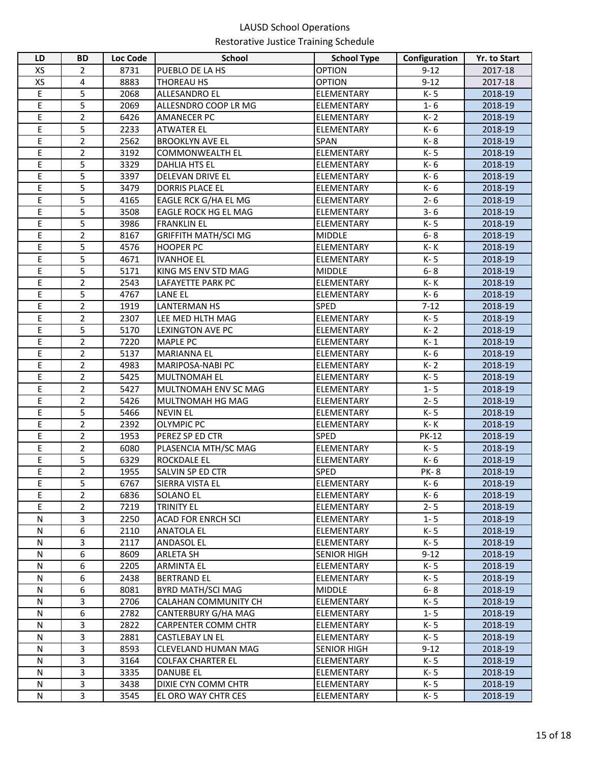LAUSD School Operations

Restorative Justice Training Schedule

| LD | BD | Loc Code | School | School Type | Configuration | Yr. to Start |
|---|---|---|---|---|---|---|
| XS | 2 | 8731 | PUEBLO DE LA HS | OPTION | 9-12 | 2017-18 |
| XS | 4 | 8883 | THOREAU HS | OPTION | 9-12 | 2017-18 |
| E | 5 | 2068 | ALLESANDRO EL | ELEMENTARY | K- 5 | 2018-19 |
| E | 5 | 2069 | ALLESNDRO COOP LR MG | ELEMENTARY | 1- 6 | 2018-19 |
| E | 2 | 6426 | AMANECER PC | ELEMENTARY | K- 2 | 2018-19 |
| E | 5 | 2233 | ATWATER EL | ELEMENTARY | K- 6 | 2018-19 |
| E | 2 | 2562 | BROOKLYN AVE EL | SPAN | K- 8 | 2018-19 |
| E | 2 | 3192 | COMMONWEALTH EL | ELEMENTARY | K- 5 | 2018-19 |
| E | 5 | 3329 | DAHLIA HTS EL | ELEMENTARY | K- 6 | 2018-19 |
| E | 5 | 3397 | DELEVAN DRIVE EL | ELEMENTARY | K- 6 | 2018-19 |
| E | 5 | 3479 | DORRIS PLACE EL | ELEMENTARY | K- 6 | 2018-19 |
| E | 5 | 4165 | EAGLE RCK G/HA EL MG | ELEMENTARY | 2- 6 | 2018-19 |
| E | 5 | 3508 | EAGLE ROCK HG EL MAG | ELEMENTARY | 3- 6 | 2018-19 |
| E | 5 | 3986 | FRANKLIN EL | ELEMENTARY | K- 5 | 2018-19 |
| E | 2 | 8167 | GRIFFITH MATH/SCI MG | MIDDLE | 6- 8 | 2018-19 |
| E | 5 | 4576 | HOOPER PC | ELEMENTARY | K- K | 2018-19 |
| E | 5 | 4671 | IVANHOE EL | ELEMENTARY | K- 5 | 2018-19 |
| E | 5 | 5171 | KING MS ENV STD MAG | MIDDLE | 6- 8 | 2018-19 |
| E | 2 | 2543 | LAFAYETTE PARK PC | ELEMENTARY | K- K | 2018-19 |
| E | 5 | 4767 | LANE EL | ELEMENTARY | K- 6 | 2018-19 |
| E | 2 | 1919 | LANTERMAN HS | SPED | 7-12 | 2018-19 |
| E | 2 | 2307 | LEE MED HLTH MAG | ELEMENTARY | K- 5 | 2018-19 |
| E | 5 | 5170 | LEXINGTON AVE PC | ELEMENTARY | K- 2 | 2018-19 |
| E | 2 | 7220 | MAPLE PC | ELEMENTARY | K- 1 | 2018-19 |
| E | 2 | 5137 | MARIANNA EL | ELEMENTARY | K- 6 | 2018-19 |
| E | 2 | 4983 | MARIPOSA-NABI PC | ELEMENTARY | K- 2 | 2018-19 |
| E | 2 | 5425 | MULTNOMAH EL | ELEMENTARY | K- 5 | 2018-19 |
| E | 2 | 5427 | MULTNOMAH ENV SC MAG | ELEMENTARY | 1- 5 | 2018-19 |
| E | 2 | 5426 | MULTNOMAH HG MAG | ELEMENTARY | 2- 5 | 2018-19 |
| E | 5 | 5466 | NEVIN EL | ELEMENTARY | K- 5 | 2018-19 |
| E | 2 | 2392 | OLYMPIC PC | ELEMENTARY | K- K | 2018-19 |
| E | 2 | 1953 | PEREZ SP ED CTR | SPED | PK-12 | 2018-19 |
| E | 2 | 6080 | PLASENCIA MTH/SC MAG | ELEMENTARY | K- 5 | 2018-19 |
| E | 5 | 6329 | ROCKDALE EL | ELEMENTARY | K- 6 | 2018-19 |
| E | 2 | 1955 | SALVIN SP ED CTR | SPED | PK- 8 | 2018-19 |
| E | 5 | 6767 | SIERRA VISTA EL | ELEMENTARY | K- 6 | 2018-19 |
| E | 2 | 6836 | SOLANO EL | ELEMENTARY | K- 6 | 2018-19 |
| E | 2 | 7219 | TRINITY EL | ELEMENTARY | 2- 5 | 2018-19 |
| N | 3 | 2250 | ACAD FOR ENRCH SCI | ELEMENTARY | 1- 5 | 2018-19 |
| N | 6 | 2110 | ANATOLA EL | ELEMENTARY | K- 5 | 2018-19 |
| N | 3 | 2117 | ANDASOL EL | ELEMENTARY | K- 5 | 2018-19 |
| N | 6 | 8609 | ARLETA SH | SENIOR HIGH | 9-12 | 2018-19 |
| N | 6 | 2205 | ARMINTA EL | ELEMENTARY | K- 5 | 2018-19 |
| N | 6 | 2438 | BERTRAND EL | ELEMENTARY | K- 5 | 2018-19 |
| N | 6 | 8081 | BYRD MATH/SCI MAG | MIDDLE | 6- 8 | 2018-19 |
| N | 3 | 2706 | CALAHAN COMMUNITY CH | ELEMENTARY | K- 5 | 2018-19 |
| N | 6 | 2782 | CANTERBURY G/HA MAG | ELEMENTARY | 1- 5 | 2018-19 |
| N | 3 | 2822 | CARPENTER COMM CHTR | ELEMENTARY | K- 5 | 2018-19 |
| N | 3 | 2881 | CASTLEBAY LN EL | ELEMENTARY | K- 5 | 2018-19 |
| N | 3 | 8593 | CLEVELAND HUMAN MAG | SENIOR HIGH | 9-12 | 2018-19 |
| N | 3 | 3164 | COLFAX CHARTER EL | ELEMENTARY | K- 5 | 2018-19 |
| N | 3 | 3335 | DANUBE EL | ELEMENTARY | K- 5 | 2018-19 |
| N | 3 | 3438 | DIXIE CYN COMM CHTR | ELEMENTARY | K- 5 | 2018-19 |
| N | 3 | 3545 | EL ORO WAY CHTR CES | ELEMENTARY | K- 5 | 2018-19 |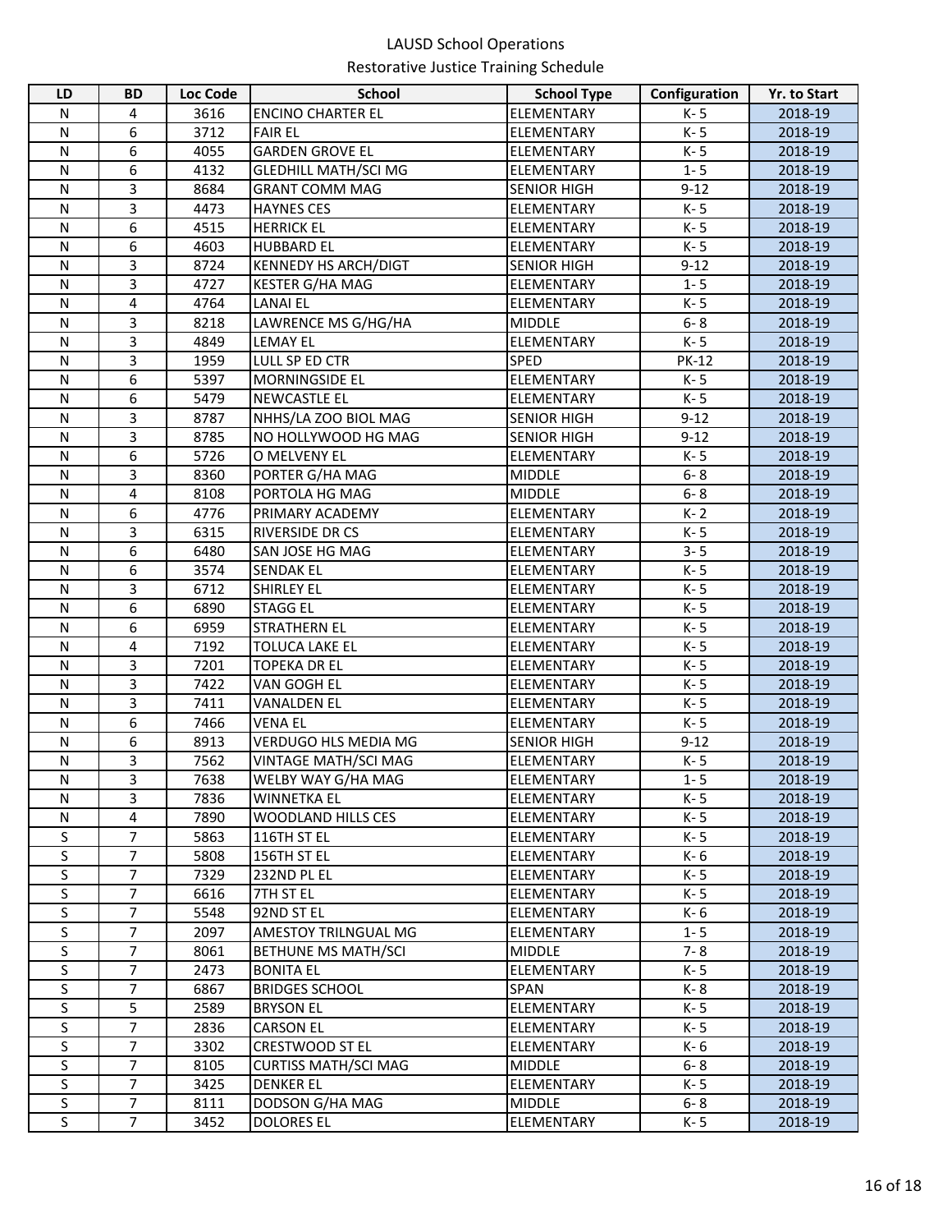LAUSD School Operations

Restorative Justice Training Schedule

| LD | BD | Loc Code | School | School Type | Configuration | Yr. to Start |
|---|---|---|---|---|---|---|
| N | 4 | 3616 | ENCINO CHARTER EL | ELEMENTARY | K- 5 | 2018-19 |
| N | 6 | 3712 | FAIR EL | ELEMENTARY | K- 5 | 2018-19 |
| N | 6 | 4055 | GARDEN GROVE EL | ELEMENTARY | K- 5 | 2018-19 |
| N | 6 | 4132 | GLEDHILL MATH/SCI MG | ELEMENTARY | 1- 5 | 2018-19 |
| N | 3 | 8684 | GRANT COMM MAG | SENIOR HIGH | 9-12 | 2018-19 |
| N | 3 | 4473 | HAYNES CES | ELEMENTARY | K- 5 | 2018-19 |
| N | 6 | 4515 | HERRICK EL | ELEMENTARY | K- 5 | 2018-19 |
| N | 6 | 4603 | HUBBARD EL | ELEMENTARY | K- 5 | 2018-19 |
| N | 3 | 8724 | KENNEDY HS ARCH/DIGT | SENIOR HIGH | 9-12 | 2018-19 |
| N | 3 | 4727 | KESTER G/HA MAG | ELEMENTARY | 1- 5 | 2018-19 |
| N | 4 | 4764 | LANAI EL | ELEMENTARY | K- 5 | 2018-19 |
| N | 3 | 8218 | LAWRENCE MS G/HG/HA | MIDDLE | 6- 8 | 2018-19 |
| N | 3 | 4849 | LEMAY EL | ELEMENTARY | K- 5 | 2018-19 |
| N | 3 | 1959 | LULL SP ED CTR | SPED | PK-12 | 2018-19 |
| N | 6 | 5397 | MORNINGSIDE EL | ELEMENTARY | K- 5 | 2018-19 |
| N | 6 | 5479 | NEWCASTLE EL | ELEMENTARY | K- 5 | 2018-19 |
| N | 3 | 8787 | NHHS/LA ZOO BIOL MAG | SENIOR HIGH | 9-12 | 2018-19 |
| N | 3 | 8785 | NO HOLLYWOOD HG MAG | SENIOR HIGH | 9-12 | 2018-19 |
| N | 6 | 5726 | O MELVENY EL | ELEMENTARY | K- 5 | 2018-19 |
| N | 3 | 8360 | PORTER G/HA MAG | MIDDLE | 6- 8 | 2018-19 |
| N | 4 | 8108 | PORTOLA HG MAG | MIDDLE | 6- 8 | 2018-19 |
| N | 6 | 4776 | PRIMARY ACADEMY | ELEMENTARY | K- 2 | 2018-19 |
| N | 3 | 6315 | RIVERSIDE DR CS | ELEMENTARY | K- 5 | 2018-19 |
| N | 6 | 6480 | SAN JOSE HG MAG | ELEMENTARY | 3- 5 | 2018-19 |
| N | 6 | 3574 | SENDAK EL | ELEMENTARY | K- 5 | 2018-19 |
| N | 3 | 6712 | SHIRLEY EL | ELEMENTARY | K- 5 | 2018-19 |
| N | 6 | 6890 | STAGG EL | ELEMENTARY | K- 5 | 2018-19 |
| N | 6 | 6959 | STRATHERN EL | ELEMENTARY | K- 5 | 2018-19 |
| N | 4 | 7192 | TOLUCA LAKE EL | ELEMENTARY | K- 5 | 2018-19 |
| N | 3 | 7201 | TOPEKA DR EL | ELEMENTARY | K- 5 | 2018-19 |
| N | 3 | 7422 | VAN GOGH EL | ELEMENTARY | K- 5 | 2018-19 |
| N | 3 | 7411 | VANALDEN EL | ELEMENTARY | K- 5 | 2018-19 |
| N | 6 | 7466 | VENA EL | ELEMENTARY | K- 5 | 2018-19 |
| N | 6 | 8913 | VERDUGO HLS MEDIA MG | SENIOR HIGH | 9-12 | 2018-19 |
| N | 3 | 7562 | VINTAGE MATH/SCI MAG | ELEMENTARY | K- 5 | 2018-19 |
| N | 3 | 7638 | WELBY WAY G/HA MAG | ELEMENTARY | 1- 5 | 2018-19 |
| N | 3 | 7836 | WINNETKA EL | ELEMENTARY | K- 5 | 2018-19 |
| N | 4 | 7890 | WOODLAND HILLS CES | ELEMENTARY | K- 5 | 2018-19 |
| S | 7 | 5863 | 116TH ST EL | ELEMENTARY | K- 5 | 2018-19 |
| S | 7 | 5808 | 156TH ST EL | ELEMENTARY | K- 6 | 2018-19 |
| S | 7 | 7329 | 232ND PL EL | ELEMENTARY | K- 5 | 2018-19 |
| S | 7 | 6616 | 7TH ST EL | ELEMENTARY | K- 5 | 2018-19 |
| S | 7 | 5548 | 92ND ST EL | ELEMENTARY | K- 6 | 2018-19 |
| S | 7 | 2097 | AMESTOY TRILNGUAL MG | ELEMENTARY | 1- 5 | 2018-19 |
| S | 7 | 8061 | BETHUNE MS MATH/SCI | MIDDLE | 7- 8 | 2018-19 |
| S | 7 | 2473 | BONITA EL | ELEMENTARY | K- 5 | 2018-19 |
| S | 7 | 6867 | BRIDGES SCHOOL | SPAN | K- 8 | 2018-19 |
| S | 5 | 2589 | BRYSON EL | ELEMENTARY | K- 5 | 2018-19 |
| S | 7 | 2836 | CARSON EL | ELEMENTARY | K- 5 | 2018-19 |
| S | 7 | 3302 | CRESTWOOD ST EL | ELEMENTARY | K- 6 | 2018-19 |
| S | 7 | 8105 | CURTISS MATH/SCI MAG | MIDDLE | 6- 8 | 2018-19 |
| S | 7 | 3425 | DENKER EL | ELEMENTARY | K- 5 | 2018-19 |
| S | 7 | 8111 | DODSON G/HA MAG | MIDDLE | 6- 8 | 2018-19 |
| S | 7 | 3452 | DOLORES EL | ELEMENTARY | K- 5 | 2018-19 |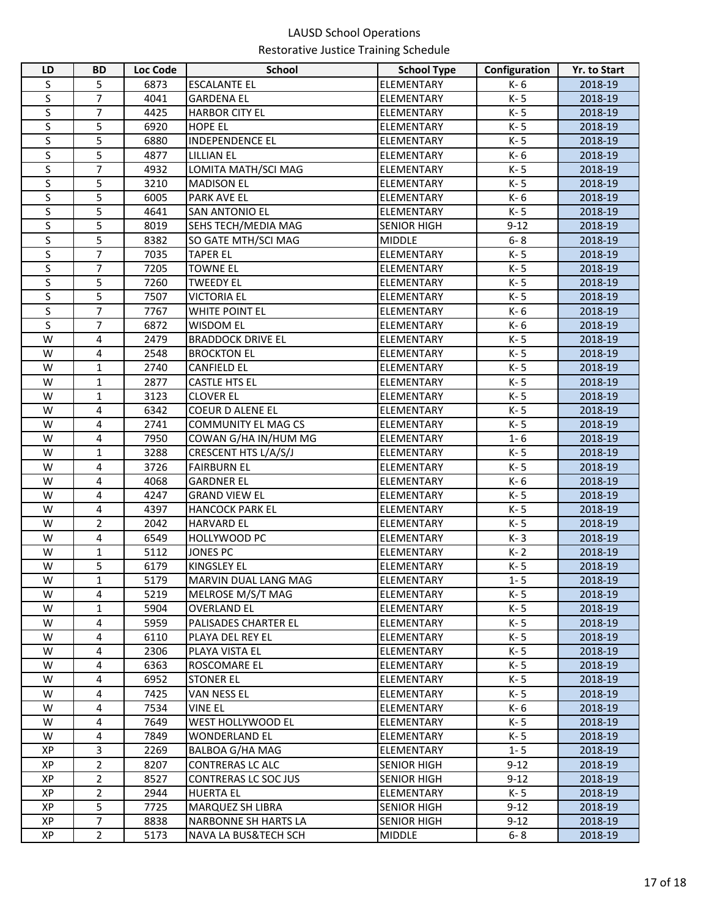LAUSD School Operations

Restorative Justice Training Schedule

| LD | BD | Loc Code | School | School Type | Configuration | Yr. to Start |
|---|---|---|---|---|---|---|
| S | 5 | 6873 | ESCALANTE EL | ELEMENTARY | K- 6 | 2018-19 |
| S | 7 | 4041 | GARDENA EL | ELEMENTARY | K- 5 | 2018-19 |
| S | 7 | 4425 | HARBOR CITY EL | ELEMENTARY | K- 5 | 2018-19 |
| S | 5 | 6920 | HOPE EL | ELEMENTARY | K- 5 | 2018-19 |
| S | 5 | 6880 | INDEPENDENCE EL | ELEMENTARY | K- 5 | 2018-19 |
| S | 5 | 4877 | LILLIAN EL | ELEMENTARY | K- 6 | 2018-19 |
| S | 7 | 4932 | LOMITA MATH/SCI MAG | ELEMENTARY | K- 5 | 2018-19 |
| S | 5 | 3210 | MADISON EL | ELEMENTARY | K- 5 | 2018-19 |
| S | 5 | 6005 | PARK AVE EL | ELEMENTARY | K- 6 | 2018-19 |
| S | 5 | 4641 | SAN ANTONIO EL | ELEMENTARY | K- 5 | 2018-19 |
| S | 5 | 8019 | SEHS TECH/MEDIA MAG | SENIOR HIGH | 9-12 | 2018-19 |
| S | 5 | 8382 | SO GATE MTH/SCI MAG | MIDDLE | 6- 8 | 2018-19 |
| S | 7 | 7035 | TAPER EL | ELEMENTARY | K- 5 | 2018-19 |
| S | 7 | 7205 | TOWNE EL | ELEMENTARY | K- 5 | 2018-19 |
| S | 5 | 7260 | TWEEDY EL | ELEMENTARY | K- 5 | 2018-19 |
| S | 5 | 7507 | VICTORIA EL | ELEMENTARY | K- 5 | 2018-19 |
| S | 7 | 7767 | WHITE POINT EL | ELEMENTARY | K- 6 | 2018-19 |
| S | 7 | 6872 | WISDOM EL | ELEMENTARY | K- 6 | 2018-19 |
| W | 4 | 2479 | BRADDOCK DRIVE EL | ELEMENTARY | K- 5 | 2018-19 |
| W | 4 | 2548 | BROCKTON EL | ELEMENTARY | K- 5 | 2018-19 |
| W | 1 | 2740 | CANFIELD EL | ELEMENTARY | K- 5 | 2018-19 |
| W | 1 | 2877 | CASTLE HTS EL | ELEMENTARY | K- 5 | 2018-19 |
| W | 1 | 3123 | CLOVER EL | ELEMENTARY | K- 5 | 2018-19 |
| W | 4 | 6342 | COEUR D ALENE EL | ELEMENTARY | K- 5 | 2018-19 |
| W | 4 | 2741 | COMMUNITY EL MAG CS | ELEMENTARY | K- 5 | 2018-19 |
| W | 4 | 7950 | COWAN G/HA IN/HUM MG | ELEMENTARY | 1- 6 | 2018-19 |
| W | 1 | 3288 | CRESCENT HTS L/A/S/J | ELEMENTARY | K- 5 | 2018-19 |
| W | 4 | 3726 | FAIRBURN EL | ELEMENTARY | K- 5 | 2018-19 |
| W | 4 | 4068 | GARDNER EL | ELEMENTARY | K- 6 | 2018-19 |
| W | 4 | 4247 | GRAND VIEW EL | ELEMENTARY | K- 5 | 2018-19 |
| W | 4 | 4397 | HANCOCK PARK EL | ELEMENTARY | K- 5 | 2018-19 |
| W | 2 | 2042 | HARVARD EL | ELEMENTARY | K- 5 | 2018-19 |
| W | 4 | 6549 | HOLLYWOOD PC | ELEMENTARY | K- 3 | 2018-19 |
| W | 1 | 5112 | JONES PC | ELEMENTARY | K- 2 | 2018-19 |
| W | 5 | 6179 | KINGSLEY EL | ELEMENTARY | K- 5 | 2018-19 |
| W | 1 | 5179 | MARVIN DUAL LANG MAG | ELEMENTARY | 1- 5 | 2018-19 |
| W | 4 | 5219 | MELROSE M/S/T MAG | ELEMENTARY | K- 5 | 2018-19 |
| W | 1 | 5904 | OVERLAND EL | ELEMENTARY | K- 5 | 2018-19 |
| W | 4 | 5959 | PALISADES CHARTER EL | ELEMENTARY | K- 5 | 2018-19 |
| W | 4 | 6110 | PLAYA DEL REY EL | ELEMENTARY | K- 5 | 2018-19 |
| W | 4 | 2306 | PLAYA VISTA EL | ELEMENTARY | K- 5 | 2018-19 |
| W | 4 | 6363 | ROSCOMARE EL | ELEMENTARY | K- 5 | 2018-19 |
| W | 4 | 6952 | STONER EL | ELEMENTARY | K- 5 | 2018-19 |
| W | 4 | 7425 | VAN NESS EL | ELEMENTARY | K- 5 | 2018-19 |
| W | 4 | 7534 | VINE EL | ELEMENTARY | K- 6 | 2018-19 |
| W | 4 | 7649 | WEST HOLLYWOOD EL | ELEMENTARY | K- 5 | 2018-19 |
| W | 4 | 7849 | WONDERLAND EL | ELEMENTARY | K- 5 | 2018-19 |
| XP | 3 | 2269 | BALBOA G/HA MAG | ELEMENTARY | 1- 5 | 2018-19 |
| XP | 2 | 8207 | CONTRERAS LC ALC | SENIOR HIGH | 9-12 | 2018-19 |
| XP | 2 | 8527 | CONTRERAS LC SOC JUS | SENIOR HIGH | 9-12 | 2018-19 |
| XP | 2 | 2944 | HUERTA EL | ELEMENTARY | K- 5 | 2018-19 |
| XP | 5 | 7725 | MARQUEZ SH LIBRA | SENIOR HIGH | 9-12 | 2018-19 |
| XP | 7 | 8838 | NARBONNE SH HARTS LA | SENIOR HIGH | 9-12 | 2018-19 |
| XP | 2 | 5173 | NAVA LA BUS&TECH SCH | MIDDLE | 6- 8 | 2018-19 |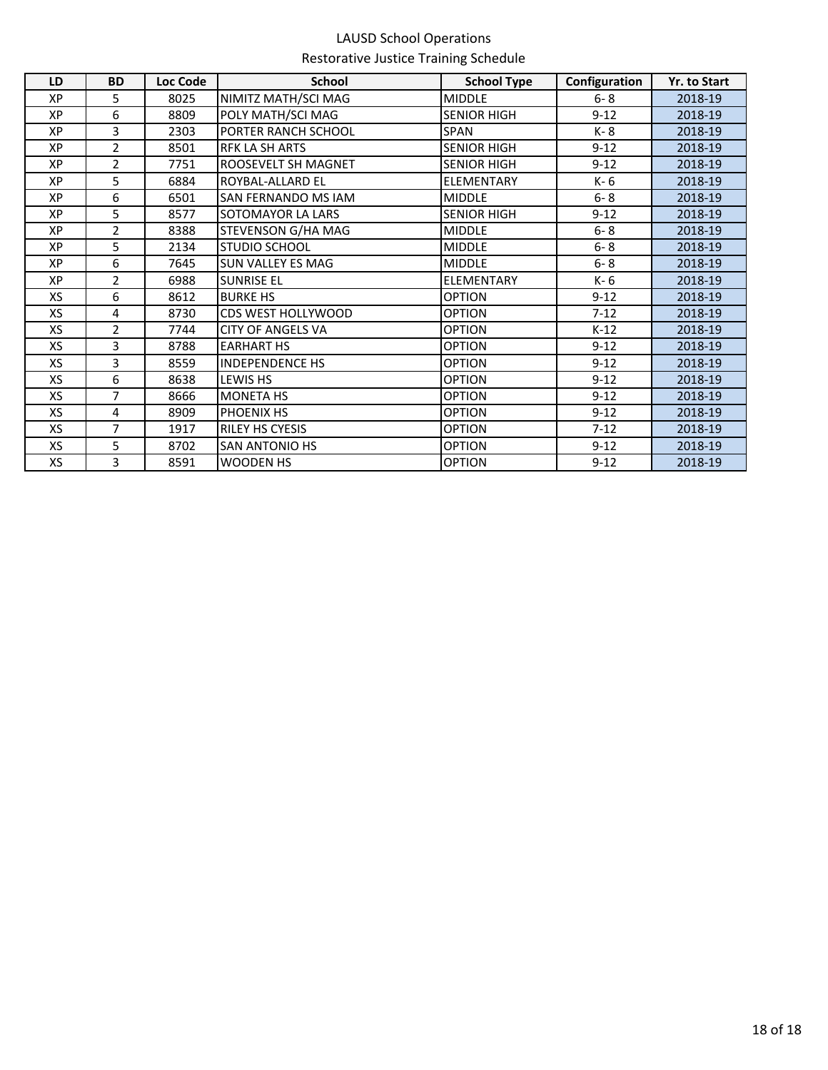LAUSD School Operations

Restorative Justice Training Schedule

| LD | BD | Loc Code | School | School Type | Configuration | Yr. to Start |
|---|---|---|---|---|---|---|
| XP | 5 | 8025 | NIMITZ MATH/SCI MAG | MIDDLE | 6- 8 | 2018-19 |
| XP | 6 | 8809 | POLY MATH/SCI MAG | SENIOR HIGH | 9-12 | 2018-19 |
| XP | 3 | 2303 | PORTER RANCH SCHOOL | SPAN | K- 8 | 2018-19 |
| XP | 2 | 8501 | RFK LA SH ARTS | SENIOR HIGH | 9-12 | 2018-19 |
| XP | 2 | 7751 | ROOSEVELT SH MAGNET | SENIOR HIGH | 9-12 | 2018-19 |
| XP | 5 | 6884 | ROYBAL-ALLARD EL | ELEMENTARY | K- 6 | 2018-19 |
| XP | 6 | 6501 | SAN FERNANDO MS IAM | MIDDLE | 6- 8 | 2018-19 |
| XP | 5 | 8577 | SOTOMAYOR LA LARS | SENIOR HIGH | 9-12 | 2018-19 |
| XP | 2 | 8388 | STEVENSON G/HA MAG | MIDDLE | 6- 8 | 2018-19 |
| XP | 5 | 2134 | STUDIO SCHOOL | MIDDLE | 6- 8 | 2018-19 |
| XP | 6 | 7645 | SUN VALLEY ES MAG | MIDDLE | 6- 8 | 2018-19 |
| XP | 2 | 6988 | SUNRISE EL | ELEMENTARY | K- 6 | 2018-19 |
| XS | 6 | 8612 | BURKE HS | OPTION | 9-12 | 2018-19 |
| XS | 4 | 8730 | CDS WEST HOLLYWOOD | OPTION | 7-12 | 2018-19 |
| XS | 2 | 7744 | CITY OF ANGELS VA | OPTION | K-12 | 2018-19 |
| XS | 3 | 8788 | EARHART HS | OPTION | 9-12 | 2018-19 |
| XS | 3 | 8559 | INDEPENDENCE HS | OPTION | 9-12 | 2018-19 |
| XS | 6 | 8638 | LEWIS HS | OPTION | 9-12 | 2018-19 |
| XS | 7 | 8666 | MONETA HS | OPTION | 9-12 | 2018-19 |
| XS | 4 | 8909 | PHOENIX HS | OPTION | 9-12 | 2018-19 |
| XS | 7 | 1917 | RILEY HS CYESIS | OPTION | 7-12 | 2018-19 |
| XS | 5 | 8702 | SAN ANTONIO HS | OPTION | 9-12 | 2018-19 |
| XS | 3 | 8591 | WOODEN HS | OPTION | 9-12 | 2018-19 |